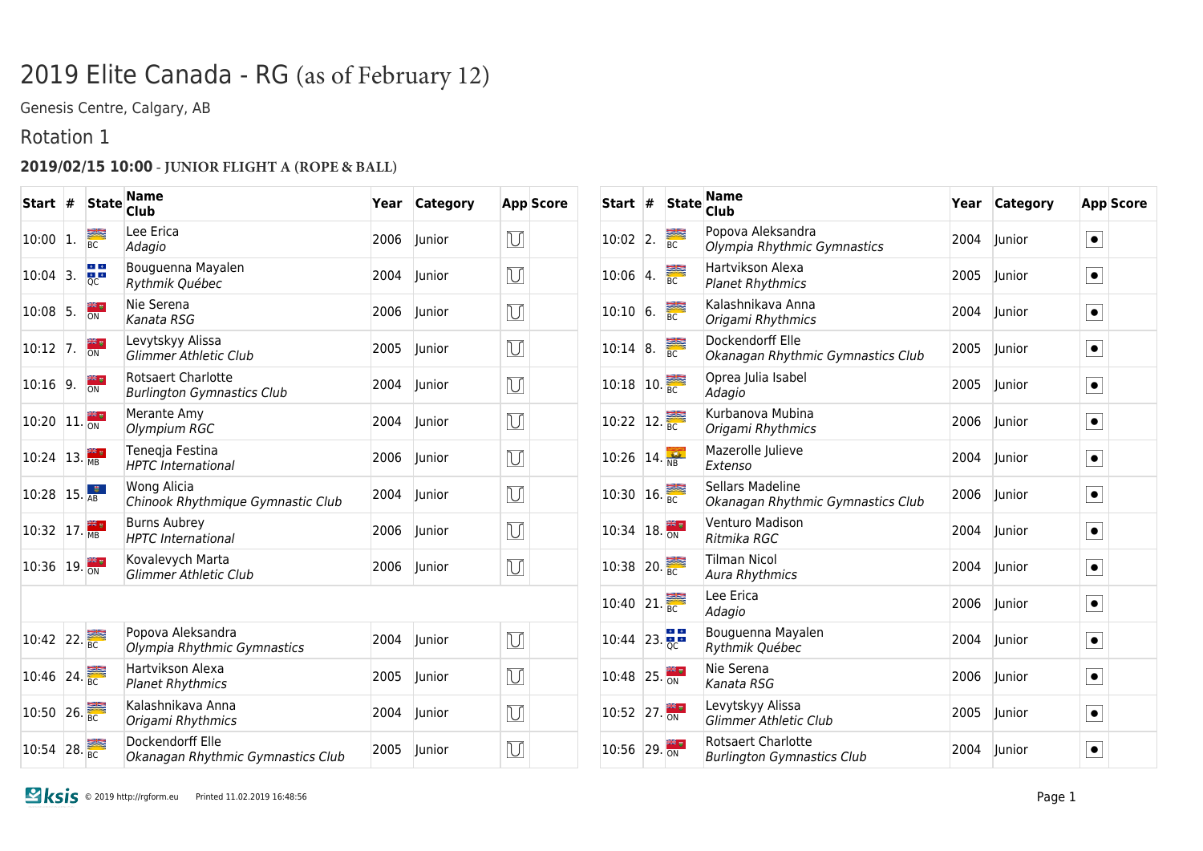# 2019 Elite Canada - RG (as of February 12)

Genesis Centre, Calgary, AB

## Rotation 1

### 2019/02/15 10:00 - JUNIOR FLIGHT A (ROPE & BALL)

| Start | # | State | Name / Club | Year | Category | App | Score |
|---|---|---|---|---|---|---|---|
| 10:00 | 1. | BC | Lee Erica / *Adagio* | 2006 | Junior | Rope | |
| 10:04 | 3. | QC | Bouguenna Mayalen / *Rythmik Québec* | 2004 | Junior | Rope | |
| 10:08 | 5. | ON | Nie Serena / *Kanata RSG* | 2006 | Junior | Rope | |
| 10:12 | 7. | ON | Levytskyy Alissa / *Glimmer Athletic Club* | 2005 | Junior | Rope | |
| 10:16 | 9. | ON | Rotsaert Charlotte / *Burlington Gymnastics Club* | 2004 | Junior | Rope | |
| 10:20 | 11. | ON | Merante Amy / *Olympium RGC* | 2004 | Junior | Rope | |
| 10:24 | 13. | MB | Teneqja Festina / *HPTC International* | 2006 | Junior | Rope | |
| 10:28 | 15. | AB | Wong Alicia / *Chinook Rhythmique Gymnastic Club* | 2004 | Junior | Rope | |
| 10:32 | 17. | MB | Burns Aubrey / *HPTC International* | 2006 | Junior | Rope | |
| 10:36 | 19. | ON | Kovalevych Marta / *Glimmer Athletic Club* | 2006 | Junior | Rope | |
| 10:42 | 22. | BC | Popova Aleksandra / *Olympia Rhythmic Gymnastics* | 2004 | Junior | Rope | |
| 10:46 | 24. | BC | Hartvikson Alexa / *Planet Rhythmics* | 2005 | Junior | Rope | |
| 10:50 | 26. | BC | Kalashnikava Anna / *Origami Rhythmics* | 2004 | Junior | Rope | |
| 10:54 | 28. | BC | Dockendorff Elle / *Okanagan Rhythmic Gymnastics Club* | 2005 | Junior | Rope | |

| Start | # | State | Name / Club | Year | Category | App | Score |
|---|---|---|---|---|---|---|---|
| 10:02 | 2. | BC | Popova Aleksandra / *Olympia Rhythmic Gymnastics* | 2004 | Junior | Ball | |
| 10:06 | 4. | BC | Hartvikson Alexa / *Planet Rhythmics* | 2005 | Junior | Ball | |
| 10:10 | 6. | BC | Kalashnikava Anna / *Origami Rhythmics* | 2004 | Junior | Ball | |
| 10:14 | 8. | BC | Dockendorff Elle / *Okanagan Rhythmic Gymnastics Club* | 2005 | Junior | Ball | |
| 10:18 | 10. | BC | Oprea Julia Isabel / *Adagio* | 2005 | Junior | Ball | |
| 10:22 | 12. | BC | Kurbanova Mubina / *Origami Rhythmics* | 2006 | Junior | Ball | |
| 10:26 | 14. | NB | Mazerolle Julieve / *Extenso* | 2004 | Junior | Ball | |
| 10:30 | 16. | BC | Sellars Madeline / *Okanagan Rhythmic Gymnastics Club* | 2006 | Junior | Ball | |
| 10:34 | 18. | ON | Venturo Madison / *Ritmika RGC* | 2004 | Junior | Ball | |
| 10:38 | 20. | BC | Tilman Nicol / *Aura Rhythmics* | 2004 | Junior | Ball | |
| 10:40 | 21. | BC | Lee Erica / *Adagio* | 2006 | Junior | Ball | |
| 10:44 | 23. | QC | Bouguenna Mayalen / *Rythmik Québec* | 2004 | Junior | Ball | |
| 10:48 | 25. | ON | Nie Serena / *Kanata RSG* | 2006 | Junior | Ball | |
| 10:52 | 27. | ON | Levytskyy Alissa / *Glimmer Athletic Club* | 2005 | Junior | Ball | |
| 10:56 | 29. | ON | Rotsaert Charlotte / *Burlington Gymnastics Club* | 2004 | Junior | Ball | |

© 2019 http://rgform.eu Printed 11.02.2019 16:48:56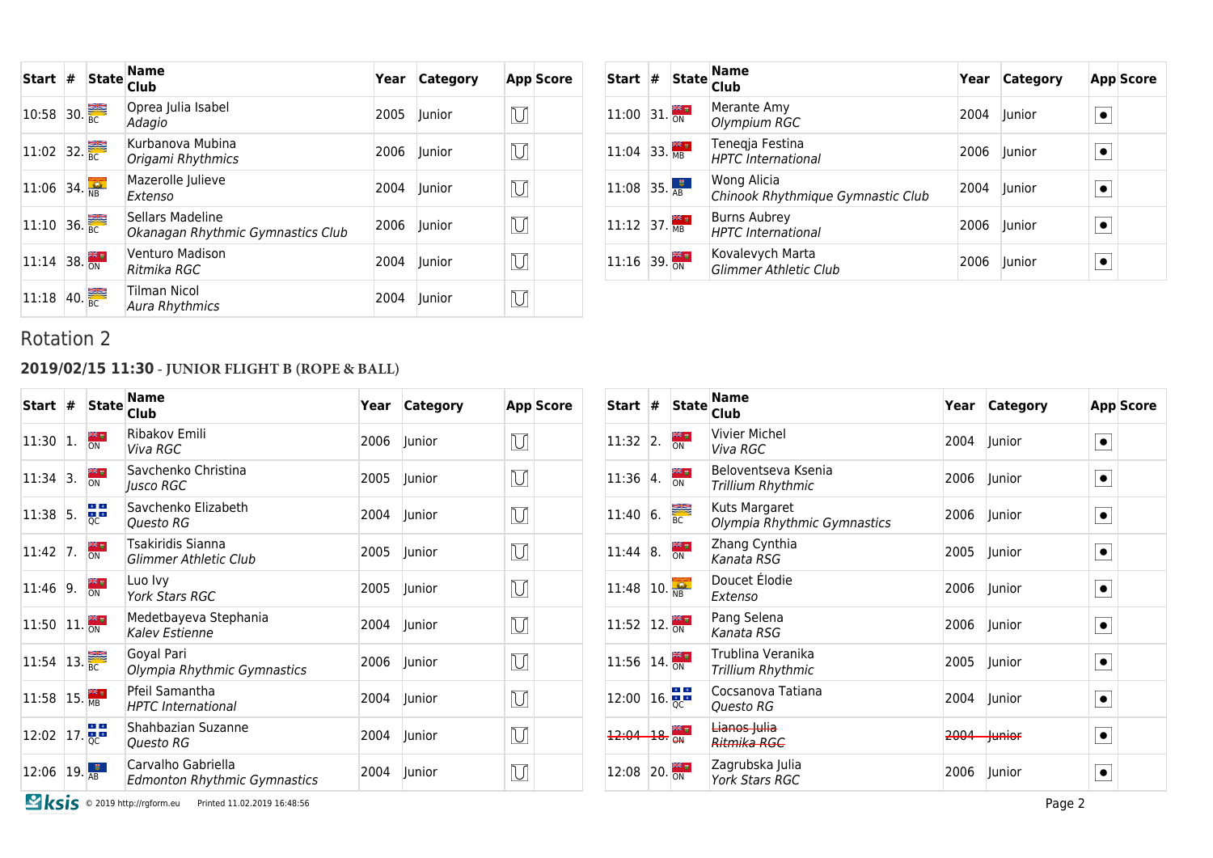| Start | # | State | Name<br>Club | Year | Category | App | Score |
|---|---|---|---|---|---|---|---|
| 10:58 | 30. | BC | Oprea Julia Isabel<br>*Adagio* | 2005 | Junior | | |
| 11:02 | 32. | BC | Kurbanova Mubina<br>*Origami Rhythmics* | 2006 | Junior | | |
| 11:06 | 34. | NB | Mazerolle Julieve<br>*Extenso* | 2004 | Junior | | |
| 11:10 | 36. | BC | Sellars Madeline<br>*Okanagan Rhythmic Gymnastics Club* | 2006 | Junior | | |
| 11:14 | 38. | ON | Venturo Madison<br>*Ritmika RGC* | 2004 | Junior | | |
| 11:18 | 40. | BC | Tilman Nicol<br>*Aura Rhythmics* | 2004 | Junior | | |

| Start | # | State | Name<br>Club | Year | Category | App | Score |
|---|---|---|---|---|---|---|---|
| 11:00 | 31. | ON | Merante Amy<br>*Olympium RGC* | 2004 | Junior | | |
| 11:04 | 33. | MB | Teneqja Festina<br>*HPTC International* | 2006 | Junior | | |
| 11:08 | 35. | AB | Wong Alicia<br>*Chinook Rhythmique Gymnastic Club* | 2004 | Junior | | |
| 11:12 | 37. | MB | Burns Aubrey<br>*HPTC International* | 2006 | Junior | | |
| 11:16 | 39. | ON | Kovalevych Marta<br>*Glimmer Athletic Club* | 2006 | Junior | | |

## Rotation 2

### 2019/02/15 11:30 - JUNIOR FLIGHT B (ROPE & BALL)

| Start | # | State | Name<br>Club | Year | Category | App | Score |
|---|---|---|---|---|---|---|---|
| 11:30 | 1. | ON | Ribakov Emili<br>*Viva RGC* | 2006 | Junior | | |
| 11:34 | 3. | ON | Savchenko Christina<br>*Jusco RGC* | 2005 | Junior | | |
| 11:38 | 5. | QC | Savchenko Elizabeth<br>*Questo RG* | 2004 | Junior | | |
| 11:42 | 7. | ON | Tsakiridis Sianna<br>*Glimmer Athletic Club* | 2005 | Junior | | |
| 11:46 | 9. | ON | Luo Ivy<br>*York Stars RGC* | 2005 | Junior | | |
| 11:50 | 11. | ON | Medetbayeva Stephania<br>*Kalev Estienne* | 2004 | Junior | | |
| 11:54 | 13. | BC | Goyal Pari<br>*Olympia Rhythmic Gymnastics* | 2006 | Junior | | |
| 11:58 | 15. | MB | Pfeil Samantha<br>*HPTC International* | 2004 | Junior | | |
| 12:02 | 17. | QC | Shahbazian Suzanne<br>*Questo RG* | 2004 | Junior | | |
| 12:06 | 19. | AB | Carvalho Gabriella<br>*Edmonton Rhythmic Gymnastics* | 2004 | Junior | | |

| Start | # | State | Name<br>Club | Year | Category | App | Score |
|---|---|---|---|---|---|---|---|
| 11:32 | 2. | ON | Vivier Michel<br>*Viva RGC* | 2004 | Junior | | |
| 11:36 | 4. | ON | Beloventseva Ksenia<br>*Trillium Rhythmic* | 2006 | Junior | | |
| 11:40 | 6. | BC | Kuts Margaret<br>*Olympia Rhythmic Gymnastics* | 2006 | Junior | | |
| 11:44 | 8. | ON | Zhang Cynthia<br>*Kanata RSG* | 2005 | Junior | | |
| 11:48 | 10. | NB | Doucet Élodie<br>*Extenso* | 2006 | Junior | | |
| 11:52 | 12. | ON | Pang Selena<br>*Kanata RSG* | 2006 | Junior | | |
| 11:56 | 14. | ON | Trublina Veranika<br>*Trillium Rhythmic* | 2005 | Junior | | |
| 12:00 | 16. | QC | Cocsanova Tatiana<br>*Questo RG* | 2004 | Junior | | |
| ~~12:04~~ | ~~18.~~ | ON | ~~Lianos Julia~~<br>~~*Ritmika RGC*~~ | ~~2004~~ | ~~Junior~~ | | |
| 12:08 | 20. | ON | Zagrubska Julia<br>*York Stars RGC* | 2006 | Junior | | |

ksis © 2019 http://rgform.eu Printed 11.02.2019 16:48:56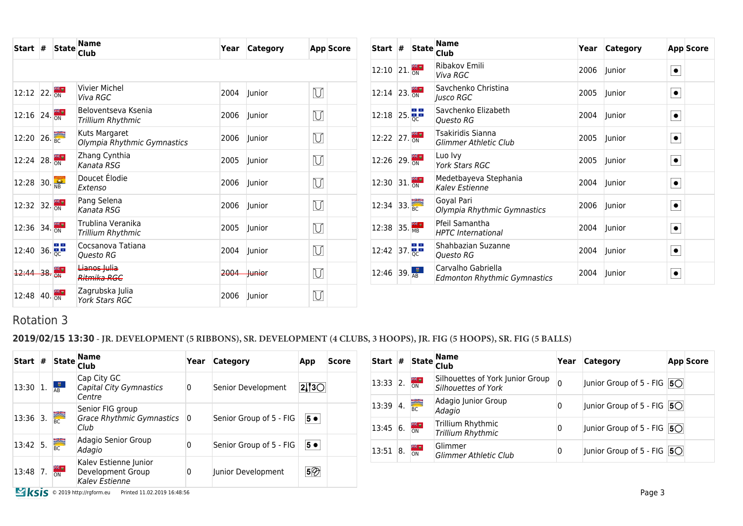| Start | # | State | Name<br>Club | Year | Category | App | Score |
|---|---|---|---|---|---|---|---|
| | | | | | | | |
| 12:12 | 22. | ON | Vivier Michel<br>*Viva RGC* | 2004 | Junior | | |
| 12:16 | 24. | ON | Beloventseva Ksenia<br>*Trillium Rhythmic* | 2006 | Junior | | |
| 12:20 | 26. | BC | Kuts Margaret<br>*Olympia Rhythmic Gymnastics* | 2006 | Junior | | |
| 12:24 | 28. | ON | Zhang Cynthia<br>*Kanata RSG* | 2005 | Junior | | |
| 12:28 | 30. | NB | Doucet Élodie<br>*Extenso* | 2006 | Junior | | |
| 12:32 | 32. | ON | Pang Selena<br>*Kanata RSG* | 2006 | Junior | | |
| 12:36 | 34. | ON | Trublina Veranika<br>*Trillium Rhythmic* | 2005 | Junior | | |
| 12:40 | 36. | QC | Cocsanova Tatiana<br>*Questo RG* | 2004 | Junior | | |
| ~~12:44~~ | ~~38.~~ | ON | ~~Lianos Julia~~<br>~~*Ritmika RGC*~~ | ~~2004~~ | ~~Junior~~ | | |
| 12:48 | 40. | ON | Zagrubska Julia<br>*York Stars RGC* | 2006 | Junior | | |

| Start | # | State | Name<br>Club | Year | Category | App | Score |
|---|---|---|---|---|---|---|---|
| 12:10 | 21. | ON | Ribakov Emili<br>*Viva RGC* | 2006 | Junior | ● | |
| 12:14 | 23. | ON | Savchenko Christina<br>*Jusco RGC* | 2005 | Junior | ● | |
| 12:18 | 25. | QC | Savchenko Elizabeth<br>*Questo RG* | 2004 | Junior | ● | |
| 12:22 | 27. | ON | Tsakiridis Sianna<br>*Glimmer Athletic Club* | 2005 | Junior | ● | |
| 12:26 | 29. | ON | Luo Ivy<br>*York Stars RGC* | 2005 | Junior | ● | |
| 12:30 | 31. | ON | Medetbayeva Stephania<br>*Kalev Estienne* | 2004 | Junior | ● | |
| 12:34 | 33. | BC | Goyal Pari<br>*Olympia Rhythmic Gymnastics* | 2006 | Junior | ● | |
| 12:38 | 35. | MB | Pfeil Samantha<br>*HPTC International* | 2004 | Junior | ● | |
| 12:42 | 37. | QC | Shahbazian Suzanne<br>*Questo RG* | 2004 | Junior | ● | |
| 12:46 | 39. | AB | Carvalho Gabriella<br>*Edmonton Rhythmic Gymnastics* | 2004 | Junior | ● | |

## Rotation 3

**2019/02/15 13:30** - JR. DEVELOPMENT (5 RIBBONS), SR. DEVELOPMENT (4 CLUBS, 3 HOOPS), JR. FIG (5 HOOPS), SR. FIG (5 BALLS)

| Start | # | State | Name<br>Club | Year | Category | App | Score |
|---|---|---|---|---|---|---|---|
| 13:30 | 1. | AB | Cap City GC<br>*Capital City Gymnastics Centre* | 0 | Senior Development | 2 3○ | |
| 13:36 | 3. | BC | Senior FIG group<br>*Grace Rhythmic Gymnastics Club* | 0 | Senior Group of 5 - FIG | 5 ● | |
| 13:42 | 5. | BC | Adagio Senior Group<br>*Adagio* | 0 | Senior Group of 5 - FIG | 5 ● | |
| 13:48 | 7. | ON | Kalev Estienne Junior Development Group<br>*Kalev Estienne* | 0 | Junior Development | 5 | |

| Start | # | State | Name<br>Club | Year | Category | App | Score |
|---|---|---|---|---|---|---|---|
| 13:33 | 2. | ON | Silhouettes of York Junior Group<br>*Silhouettes of York* | 0 | Junior Group of 5 - FIG | 5○ | |
| 13:39 | 4. | BC | Adagio Junior Group<br>*Adagio* | 0 | Junior Group of 5 - FIG | 5○ | |
| 13:45 | 6. | ON | Trillium Rhythmic<br>*Trillium Rhythmic* | 0 | Junior Group of 5 - FIG | 5○ | |
| 13:51 | 8. | ON | Glimmer<br>*Glimmer Athletic Club* | 0 | Junior Group of 5 - FIG | 5○ | |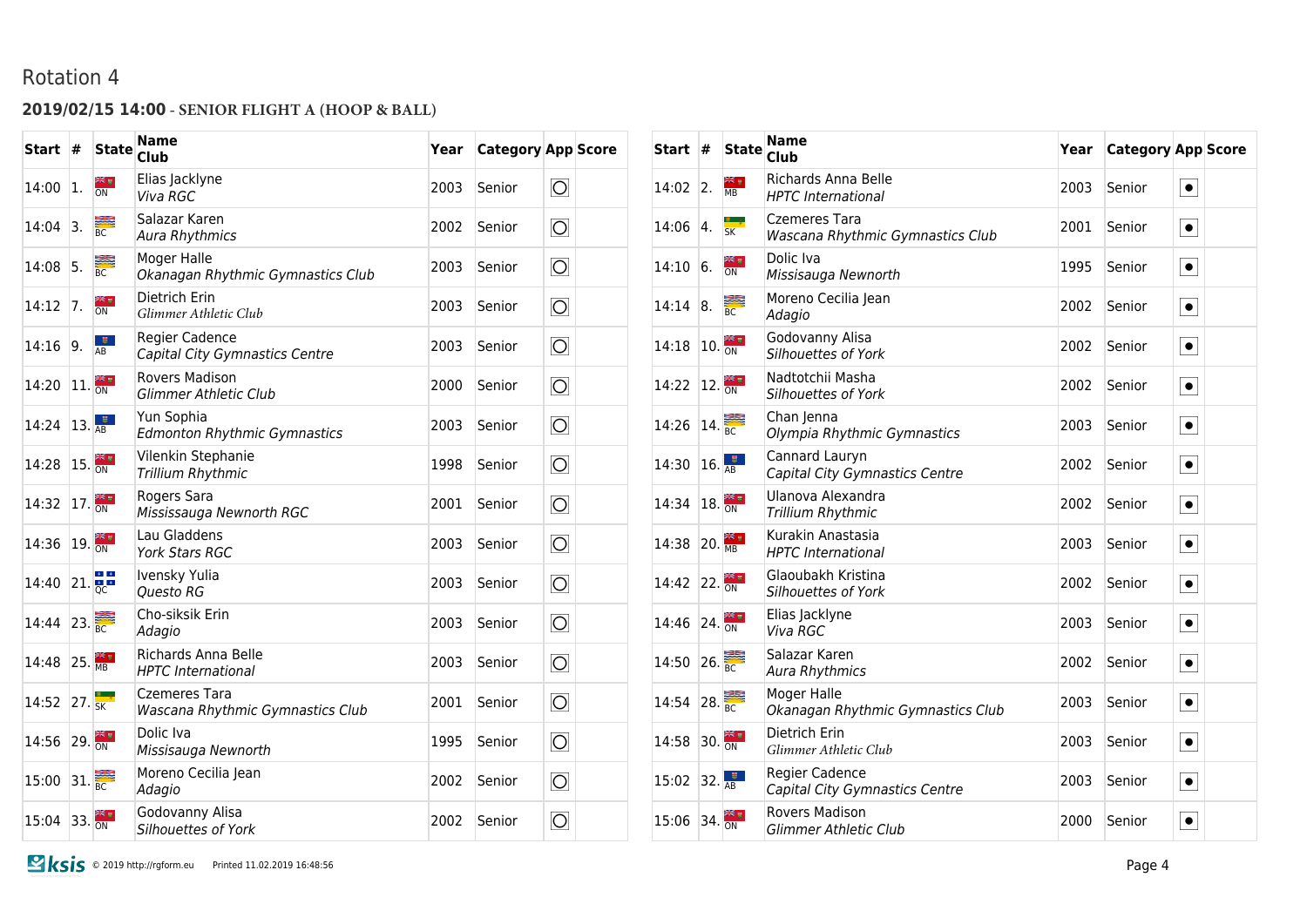# Rotation 4

## 2019/02/15 14:00 - SENIOR FLIGHT A (HOOP & BALL)

| Start | # | State | Name / Club | Year | Category | App | Score |
|---|---|---|---|---|---|---|---|
| 14:00 | 1. | ON | Elias Jacklyne *Viva RGC* | 2003 | Senior | ◎ | |
| 14:04 | 3. | BC | Salazar Karen *Aura Rhythmics* | 2002 | Senior | ◎ | |
| 14:08 | 5. | BC | Moger Halle *Okanagan Rhythmic Gymnastics Club* | 2003 | Senior | ◎ | |
| 14:12 | 7. | ON | Dietrich Erin *Glimmer Athletic Club* | 2003 | Senior | ◎ | |
| 14:16 | 9. | AB | Regier Cadence *Capital City Gymnastics Centre* | 2003 | Senior | ◎ | |
| 14:20 | 11. | ON | Rovers Madison *Glimmer Athletic Club* | 2000 | Senior | ◎ | |
| 14:24 | 13. | AB | Yun Sophia *Edmonton Rhythmic Gymnastics* | 2003 | Senior | ◎ | |
| 14:28 | 15. | ON | Vilenkin Stephanie *Trillium Rhythmic* | 1998 | Senior | ◎ | |
| 14:32 | 17. | ON | Rogers Sara *Mississauga Newnorth RGC* | 2001 | Senior | ◎ | |
| 14:36 | 19. | ON | Lau Gladdens *York Stars RGC* | 2003 | Senior | ◎ | |
| 14:40 | 21. | QC | Ivensky Yulia *Questo RG* | 2003 | Senior | ◎ | |
| 14:44 | 23. | BC | Cho-siksik Erin *Adagio* | 2003 | Senior | ◎ | |
| 14:48 | 25. | MB | Richards Anna Belle *HPTC International* | 2003 | Senior | ◎ | |
| 14:52 | 27. | SK | Czemeres Tara *Wascana Rhythmic Gymnastics Club* | 2001 | Senior | ◎ | |
| 14:56 | 29. | ON | Dolic Iva *Missisauga Newnorth* | 1995 | Senior | ◎ | |
| 15:00 | 31. | BC | Moreno Cecilia Jean *Adagio* | 2002 | Senior | ◎ | |
| 15:04 | 33. | ON | Godovanny Alisa *Silhouettes of York* | 2002 | Senior | ◎ | |
| 14:02 | 2. | MB | Richards Anna Belle *HPTC International* | 2003 | Senior | ⦿ | |
| 14:06 | 4. | SK | Czemeres Tara *Wascana Rhythmic Gymnastics Club* | 2001 | Senior | ⦿ | |
| 14:10 | 6. | ON | Dolic Iva *Missisauga Newnorth* | 1995 | Senior | ⦿ | |
| 14:14 | 8. | BC | Moreno Cecilia Jean *Adagio* | 2002 | Senior | ⦿ | |
| 14:18 | 10. | ON | Godovanny Alisa *Silhouettes of York* | 2002 | Senior | ⦿ | |
| 14:22 | 12. | ON | Nadtotchii Masha *Silhouettes of York* | 2002 | Senior | ⦿ | |
| 14:26 | 14. | BC | Chan Jenna *Olympia Rhythmic Gymnastics* | 2003 | Senior | ⦿ | |
| 14:30 | 16. | AB | Cannard Lauryn *Capital City Gymnastics Centre* | 2002 | Senior | ⦿ | |
| 14:34 | 18. | ON | Ulanova Alexandra *Trillium Rhythmic* | 2002 | Senior | ⦿ | |
| 14:38 | 20. | MB | Kurakin Anastasia *HPTC International* | 2003 | Senior | ⦿ | |
| 14:42 | 22. | ON | Glaoubakh Kristina *Silhouettes of York* | 2002 | Senior | ⦿ | |
| 14:46 | 24. | ON | Elias Jacklyne *Viva RGC* | 2003 | Senior | ⦿ | |
| 14:50 | 26. | BC | Salazar Karen *Aura Rhythmics* | 2002 | Senior | ⦿ | |
| 14:54 | 28. | BC | Moger Halle *Okanagan Rhythmic Gymnastics Club* | 2003 | Senior | ⦿ | |
| 14:58 | 30. | ON | Dietrich Erin *Glimmer Athletic Club* | 2003 | Senior | ⦿ | |
| 15:02 | 32. | AB | Regier Cadence *Capital City Gymnastics Centre* | 2003 | Senior | ⦿ | |
| 15:06 | 34. | ON | Rovers Madison *Glimmer Athletic Club* | 2000 | Senior | ⦿ | |

ksis © 2019 http://rgform.eu Printed 11.02.2019 16:48:56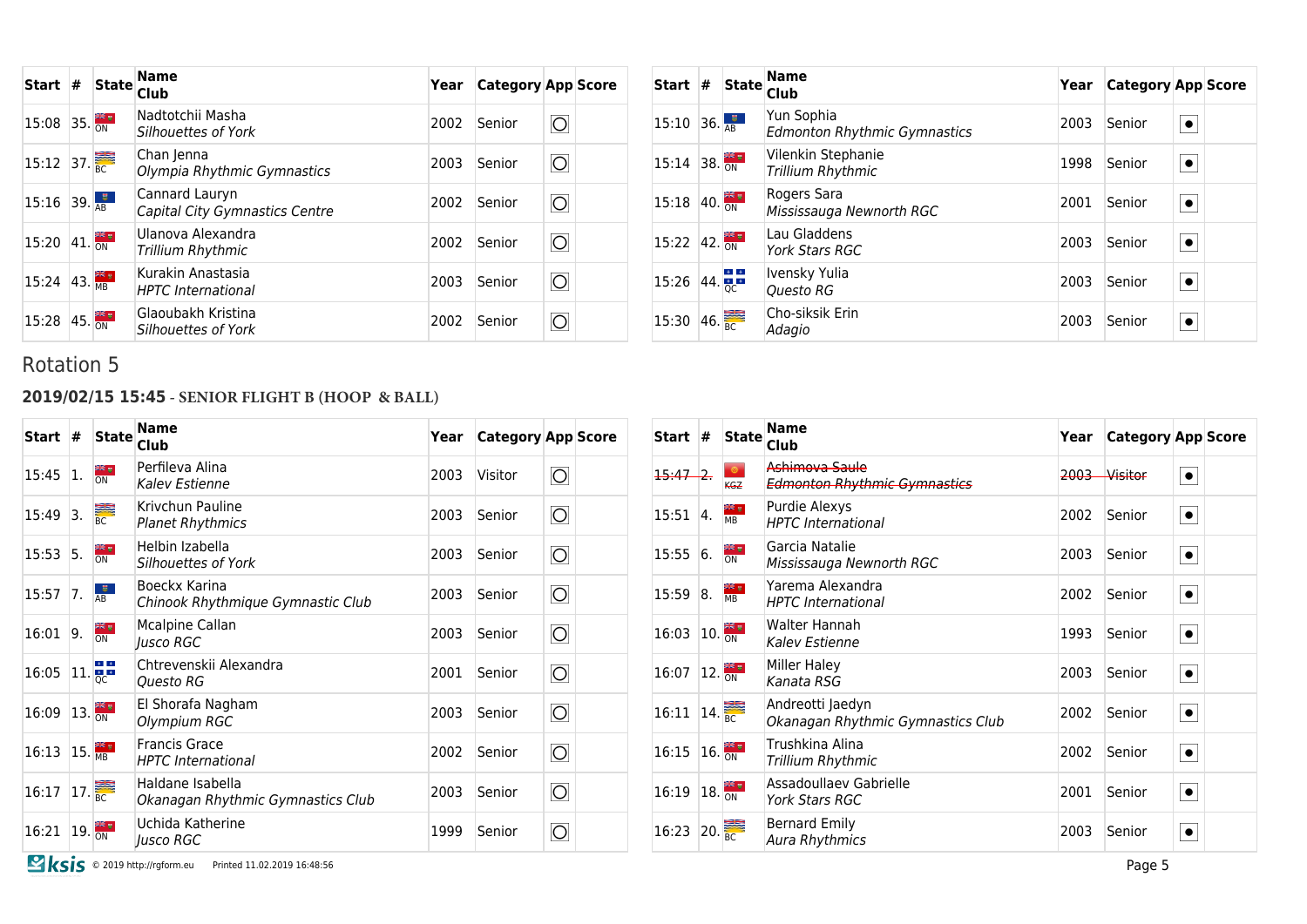| Start | # | State | Name / Club | Year | Category | App | Score |
|---|---|---|---|---|---|---|---|
| 15:08 | 35. | ON | Nadtotchii Masha<br>*Silhouettes of York* | 2002 | Senior | ◎ | |
| 15:12 | 37. | BC | Chan Jenna<br>*Olympia Rhythmic Gymnastics* | 2003 | Senior | ◎ | |
| 15:16 | 39. | AB | Cannard Lauryn<br>*Capital City Gymnastics Centre* | 2002 | Senior | ◎ | |
| 15:20 | 41. | ON | Ulanova Alexandra<br>*Trillium Rhythmic* | 2002 | Senior | ◎ | |
| 15:24 | 43. | MB | Kurakin Anastasia<br>*HPTC International* | 2003 | Senior | ◎ | |
| 15:28 | 45. | ON | Glaoubakh Kristina<br>*Silhouettes of York* | 2002 | Senior | ◎ | |

| Start | # | State | Name / Club | Year | Category | App | Score |
|---|---|---|---|---|---|---|---|
| 15:10 | 36. | AB | Yun Sophia<br>*Edmonton Rhythmic Gymnastics* | 2003 | Senior | ● | |
| 15:14 | 38. | ON | Vilenkin Stephanie<br>*Trillium Rhythmic* | 1998 | Senior | ● | |
| 15:18 | 40. | ON | Rogers Sara<br>*Mississauga Newnorth RGC* | 2001 | Senior | ● | |
| 15:22 | 42. | ON | Lau Gladdens<br>*York Stars RGC* | 2003 | Senior | ● | |
| 15:26 | 44. | QC | Ivensky Yulia<br>*Questo RG* | 2003 | Senior | ● | |
| 15:30 | 46. | BC | Cho-siksik Erin<br>*Adagio* | 2003 | Senior | ● | |

## Rotation 5

### 2019/02/15 15:45 - SENIOR FLIGHT B (HOOP & BALL)

| Start | # | State | Name / Club | Year | Category | App | Score |
|---|---|---|---|---|---|---|---|
| 15:45 | 1. | ON | Perfileva Alina<br>*Kalev Estienne* | 2003 | Visitor | ◎ | |
| 15:49 | 3. | BC | Krivchun Pauline<br>*Planet Rhythmics* | 2003 | Senior | ◎ | |
| 15:53 | 5. | ON | Helbin Izabella<br>*Silhouettes of York* | 2003 | Senior | ◎ | |
| 15:57 | 7. | AB | Boeckx Karina<br>*Chinook Rhythmique Gymnastic Club* | 2003 | Senior | ◎ | |
| 16:01 | 9. | ON | Mcalpine Callan<br>*Jusco RGC* | 2003 | Senior | ◎ | |
| 16:05 | 11. | QC | Chtrevenskii Alexandra<br>*Questo RG* | 2001 | Senior | ◎ | |
| 16:09 | 13. | ON | El Shorafa Nagham<br>*Olympium RGC* | 2003 | Senior | ◎ | |
| 16:13 | 15. | MB | Francis Grace<br>*HPTC International* | 2002 | Senior | ◎ | |
| 16:17 | 17. | BC | Haldane Isabella<br>*Okanagan Rhythmic Gymnastics Club* | 2003 | Senior | ◎ | |
| 16:21 | 19. | ON | Uchida Katherine<br>*Jusco RGC* | 1999 | Senior | ◎ | |

| Start | # | State | Name / Club | Year | Category | App | Score |
|---|---|---|---|---|---|---|---|
| ~~15:47~~ | ~~2.~~ | KGZ | ~~Ashimova Saule~~<br>~~*Edmonton Rhythmic Gymnastics*~~ | ~~2003~~ | ~~Visitor~~ | ● | |
| 15:51 | 4. | MB | Purdie Alexys<br>*HPTC International* | 2002 | Senior | ● | |
| 15:55 | 6. | ON | Garcia Natalie<br>*Mississauga Newnorth RGC* | 2003 | Senior | ● | |
| 15:59 | 8. | MB | Yarema Alexandra<br>*HPTC International* | 2002 | Senior | ● | |
| 16:03 | 10. | ON | Walter Hannah<br>*Kalev Estienne* | 1993 | Senior | ● | |
| 16:07 | 12. | ON | Miller Haley<br>*Kanata RSG* | 2003 | Senior | ● | |
| 16:11 | 14. | BC | Andreotti Jaedyn<br>*Okanagan Rhythmic Gymnastics Club* | 2002 | Senior | ● | |
| 16:15 | 16. | ON | Trushkina Alina<br>*Trillium Rhythmic* | 2002 | Senior | ● | |
| 16:19 | 18. | ON | Assadoullaev Gabrielle<br>*York Stars RGC* | 2001 | Senior | ● | |
| 16:23 | 20. | BC | Bernard Emily<br>*Aura Rhythmics* | 2003 | Senior | ● | |

© 2019 http://rgform.eu Printed 11.02.2019 16:48:56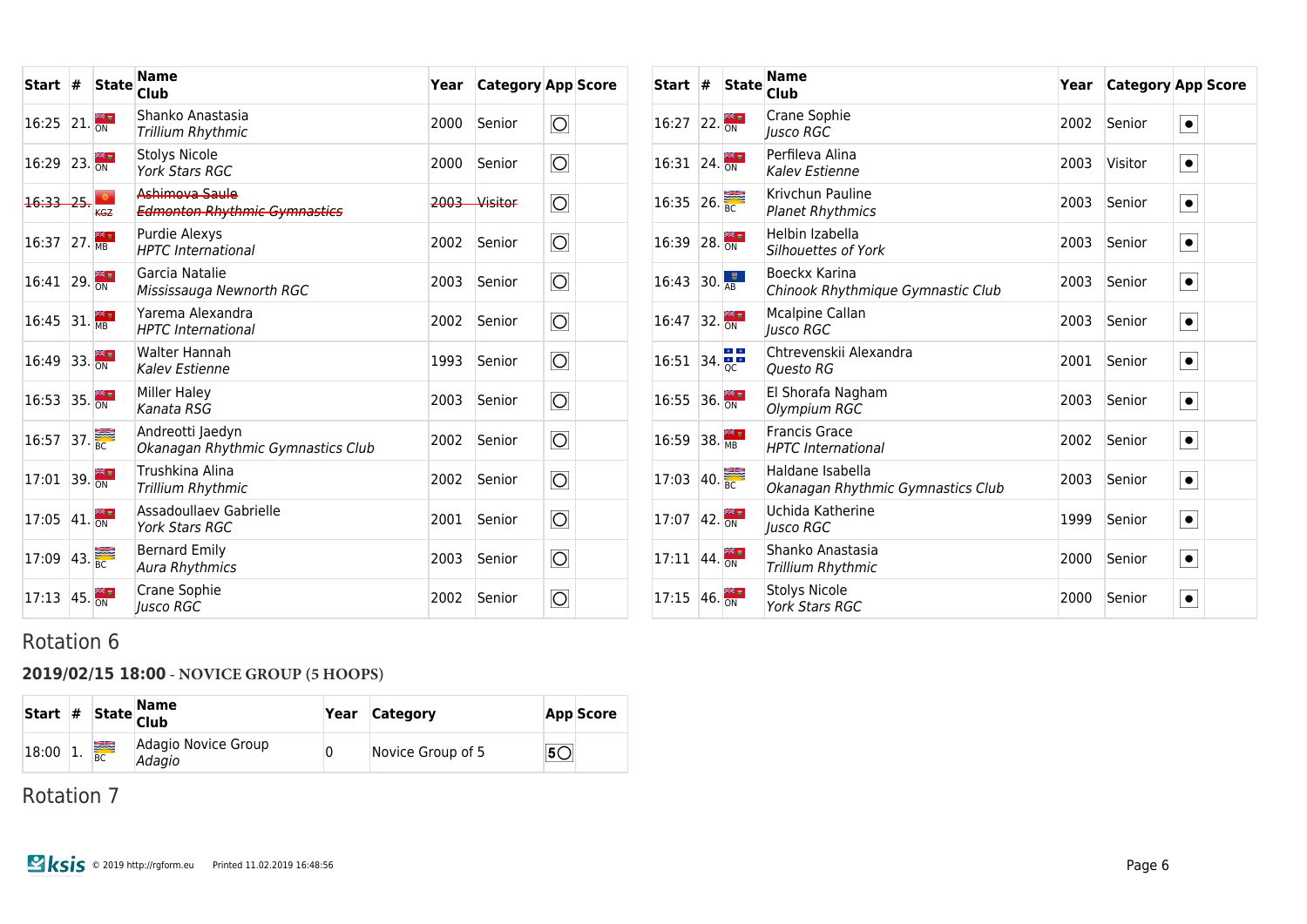| Start | # | State | Name<br>Club | Year | Category | App | Score |
|---|---|---|---|---|---|---|---|
| 16:25 | 21. | ON | Shanko Anastasia<br>*Trillium Rhythmic* | 2000 | Senior | ◯ | |
| 16:29 | 23. | ON | Stolys Nicole<br>*York Stars RGC* | 2000 | Senior | ◯ | |
| ~~16:33~~ | ~~25.~~ | ~~KGZ~~ | ~~Ashimova Saule~~<br>~~*Edmonton Rhythmic Gymnastics*~~ | ~~2003~~ | ~~Visitor~~ | ◯ | |
| 16:37 | 27. | MB | Purdie Alexys<br>*HPTC International* | 2002 | Senior | ◯ | |
| 16:41 | 29. | ON | Garcia Natalie<br>*Mississauga Newnorth RGC* | 2003 | Senior | ◯ | |
| 16:45 | 31. | MB | Yarema Alexandra<br>*HPTC International* | 2002 | Senior | ◯ | |
| 16:49 | 33. | ON | Walter Hannah<br>*Kalev Estienne* | 1993 | Senior | ◯ | |
| 16:53 | 35. | ON | Miller Haley<br>*Kanata RSG* | 2003 | Senior | ◯ | |
| 16:57 | 37. | BC | Andreotti Jaedyn<br>*Okanagan Rhythmic Gymnastics Club* | 2002 | Senior | ◯ | |
| 17:01 | 39. | ON | Trushkina Alina<br>*Trillium Rhythmic* | 2002 | Senior | ◯ | |
| 17:05 | 41. | ON | Assadoullaev Gabrielle<br>*York Stars RGC* | 2001 | Senior | ◯ | |
| 17:09 | 43. | BC | Bernard Emily<br>*Aura Rhythmics* | 2003 | Senior | ◯ | |
| 17:13 | 45. | ON | Crane Sophie<br>*Jusco RGC* | 2002 | Senior | ◯ | |

| Start | # | State | Name<br>Club | Year | Category | App | Score |
|---|---|---|---|---|---|---|---|
| 16:27 | 22. | ON | Crane Sophie<br>*Jusco RGC* | 2002 | Senior | ● | |
| 16:31 | 24. | ON | Perfileva Alina<br>*Kalev Estienne* | 2003 | Visitor | ● | |
| 16:35 | 26. | BC | Krivchun Pauline<br>*Planet Rhythmics* | 2003 | Senior | ● | |
| 16:39 | 28. | ON | Helbin Izabella<br>*Silhouettes of York* | 2003 | Senior | ● | |
| 16:43 | 30. | AB | Boeckx Karina<br>*Chinook Rhythmique Gymnastic Club* | 2003 | Senior | ● | |
| 16:47 | 32. | ON | Mcalpine Callan<br>*Jusco RGC* | 2003 | Senior | ● | |
| 16:51 | 34. | QC | Chtrevenskii Alexandra<br>*Questo RG* | 2001 | Senior | ● | |
| 16:55 | 36. | ON | El Shorafa Nagham<br>*Olympium RGC* | 2003 | Senior | ● | |
| 16:59 | 38. | MB | Francis Grace<br>*HPTC International* | 2002 | Senior | ● | |
| 17:03 | 40. | BC | Haldane Isabella<br>*Okanagan Rhythmic Gymnastics Club* | 2003 | Senior | ● | |
| 17:07 | 42. | ON | Uchida Katherine<br>*Jusco RGC* | 1999 | Senior | ● | |
| 17:11 | 44. | ON | Shanko Anastasia<br>*Trillium Rhythmic* | 2000 | Senior | ● | |
| 17:15 | 46. | ON | Stolys Nicole<br>*York Stars RGC* | 2000 | Senior | ● | |

## Rotation 6

### **2019/02/15 18:00** - NOVICE GROUP (5 HOOPS)

| Start | # | State | Name<br>Club | Year | Category | App | Score |
|---|---|---|---|---|---|---|---|
| 18:00 | 1. | BC | Adagio Novice Group<br>*Adagio* | 0 | Novice Group of 5 | 5◯ | |

## Rotation 7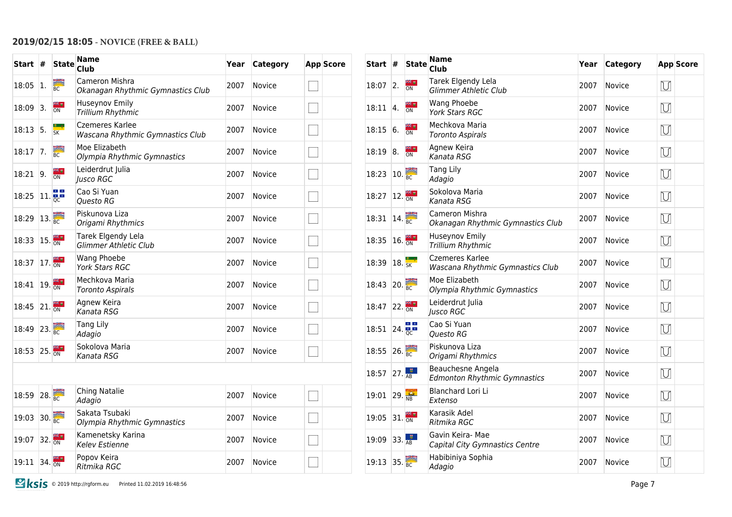## 2019/02/15 18:05 - NOVICE (FREE & BALL)

| Start | # | State | Name / Club | Year | Category | App | Score |
|---|---|---|---|---|---|---|---|
| 18:05 | 1. | BC | Cameron Mishra<br>*Okanagan Rhythmic Gymnastics Club* | 2007 | Novice | | |
| 18:09 | 3. | ON | Huseynov Emily<br>*Trillium Rhythmic* | 2007 | Novice | | |
| 18:13 | 5. | SK | Czemeres Karlee<br>*Wascana Rhythmic Gymnastics Club* | 2007 | Novice | | |
| 18:17 | 7. | BC | Moe Elizabeth<br>*Olympia Rhythmic Gymnastics* | 2007 | Novice | | |
| 18:21 | 9. | ON | Leiderdrut Julia<br>*Jusco RGC* | 2007 | Novice | | |
| 18:25 | 11. | QC | Cao Si Yuan<br>*Questo RG* | 2007 | Novice | | |
| 18:29 | 13. | BC | Piskunova Liza<br>*Origami Rhythmics* | 2007 | Novice | | |
| 18:33 | 15. | ON | Tarek Elgendy Lela<br>*Glimmer Athletic Club* | 2007 | Novice | | |
| 18:37 | 17. | ON | Wang Phoebe<br>*York Stars RGC* | 2007 | Novice | | |
| 18:41 | 19. | ON | Mechkova Maria<br>*Toronto Aspirals* | 2007 | Novice | | |
| 18:45 | 21. | ON | Agnew Keira<br>*Kanata RSG* | 2007 | Novice | | |
| 18:49 | 23. | BC | Tang Lily<br>*Adagio* | 2007 | Novice | | |
| 18:53 | 25. | ON | Sokolova Maria<br>*Kanata RSG* | 2007 | Novice | | |
| 18:59 | 28. | BC | Ching Natalie<br>*Adagio* | 2007 | Novice | | |
| 19:03 | 30. | BC | Sakata Tsubaki<br>*Olympia Rhythmic Gymnastics* | 2007 | Novice | | |
| 19:07 | 32. | ON | Kamenetsky Karina<br>*Kelev Estienne* | 2007 | Novice | | |
| 19:11 | 34. | ON | Popov Keira<br>*Ritmika RGC* | 2007 | Novice | | |

| Start | # | State | Name / Club | Year | Category | App | Score |
|---|---|---|---|---|---|---|---|
| 18:07 | 2. | ON | Tarek Elgendy Lela<br>*Glimmer Athletic Club* | 2007 | Novice | | |
| 18:11 | 4. | ON | Wang Phoebe<br>*York Stars RGC* | 2007 | Novice | | |
| 18:15 | 6. | ON | Mechkova Maria<br>*Toronto Aspirals* | 2007 | Novice | | |
| 18:19 | 8. | ON | Agnew Keira<br>*Kanata RSG* | 2007 | Novice | | |
| 18:23 | 10. | BC | Tang Lily<br>*Adagio* | 2007 | Novice | | |
| 18:27 | 12. | ON | Sokolova Maria<br>*Kanata RSG* | 2007 | Novice | | |
| 18:31 | 14. | BC | Cameron Mishra<br>*Okanagan Rhythmic Gymnastics Club* | 2007 | Novice | | |
| 18:35 | 16. | ON | Huseynov Emily<br>*Trillium Rhythmic* | 2007 | Novice | | |
| 18:39 | 18. | SK | Czemeres Karlee<br>*Wascana Rhythmic Gymnastics Club* | 2007 | Novice | | |
| 18:43 | 20. | BC | Moe Elizabeth<br>*Olympia Rhythmic Gymnastics* | 2007 | Novice | | |
| 18:47 | 22. | ON | Leiderdrut Julia<br>*Jusco RGC* | 2007 | Novice | | |
| 18:51 | 24. | QC | Cao Si Yuan<br>*Questo RG* | 2007 | Novice | | |
| 18:55 | 26. | BC | Piskunova Liza<br>*Origami Rhythmics* | 2007 | Novice | | |
| 18:57 | 27. | AB | Beauchesne Angela<br>*Edmonton Rhythmic Gymnastics* | 2007 | Novice | | |
| 19:01 | 29. | NB | Blanchard Lori Li<br>*Extenso* | 2007 | Novice | | |
| 19:05 | 31. | ON | Karasik Adel<br>*Ritmika RGC* | 2007 | Novice | | |
| 19:09 | 33. | AB | Gavin Keira- Mae<br>*Capital City Gymnastics Centre* | 2007 | Novice | | |
| 19:13 | 35. | BC | Habibiniya Sophia<br>*Adagio* | 2007 | Novice | | |

ksis © 2019 http://rgform.eu Printed 11.02.2019 16:48:56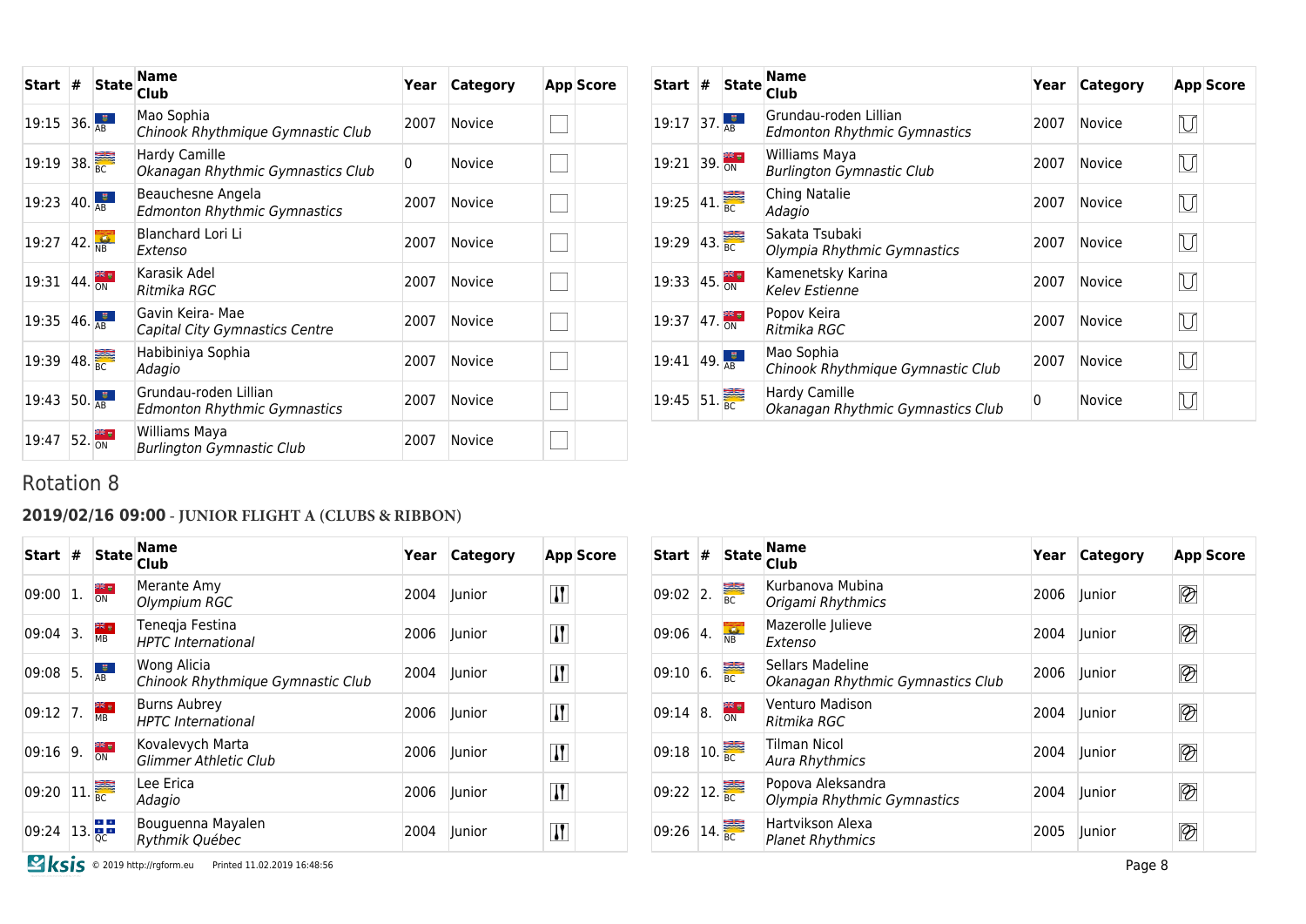| Start | # | State | Name<br>Club | Year | Category | App | Score |
|---|---|---|---|---|---|---|---|
| 19:15 | 36. | AB | Mao Sophia<br>*Chinook Rhythmique Gymnastic Club* | 2007 | Novice | | |
| 19:19 | 38. | BC | Hardy Camille<br>*Okanagan Rhythmic Gymnastics Club* | 0 | Novice | | |
| 19:23 | 40. | AB | Beauchesne Angela<br>*Edmonton Rhythmic Gymnastics* | 2007 | Novice | | |
| 19:27 | 42. | NB | Blanchard Lori Li<br>*Extenso* | 2007 | Novice | | |
| 19:31 | 44. | ON | Karasik Adel<br>*Ritmika RGC* | 2007 | Novice | | |
| 19:35 | 46. | AB | Gavin Keira- Mae<br>*Capital City Gymnastics Centre* | 2007 | Novice | | |
| 19:39 | 48. | BC | Habibiniya Sophia<br>*Adagio* | 2007 | Novice | | |
| 19:43 | 50. | AB | Grundau-roden Lillian<br>*Edmonton Rhythmic Gymnastics* | 2007 | Novice | | |
| 19:47 | 52. | ON | Williams Maya<br>*Burlington Gymnastic Club* | 2007 | Novice | | |

| Start | # | State | Name<br>Club | Year | Category | App | Score |
|---|---|---|---|---|---|---|---|
| 19:17 | 37. | AB | Grundau-roden Lillian<br>*Edmonton Rhythmic Gymnastics* | 2007 | Novice | | |
| 19:21 | 39. | ON | Williams Maya<br>*Burlington Gymnastic Club* | 2007 | Novice | | |
| 19:25 | 41. | BC | Ching Natalie<br>*Adagio* | 2007 | Novice | | |
| 19:29 | 43. | BC | Sakata Tsubaki<br>*Olympia Rhythmic Gymnastics* | 2007 | Novice | | |
| 19:33 | 45. | ON | Kamenetsky Karina<br>*Kelev Estienne* | 2007 | Novice | | |
| 19:37 | 47. | ON | Popov Keira<br>*Ritmika RGC* | 2007 | Novice | | |
| 19:41 | 49. | AB | Mao Sophia<br>*Chinook Rhythmique Gymnastic Club* | 2007 | Novice | | |
| 19:45 | 51. | BC | Hardy Camille<br>*Okanagan Rhythmic Gymnastics Club* | 0 | Novice | | |

## Rotation 8

### 2019/02/16 09:00 - JUNIOR FLIGHT A (CLUBS & RIBBON)

| Start | # | State | Name<br>Club | Year | Category | App | Score |
|---|---|---|---|---|---|---|---|
| 09:00 | 1. | ON | Merante Amy<br>*Olympium RGC* | 2004 | Junior | | |
| 09:04 | 3. | MB | Teneqja Festina<br>*HPTC International* | 2006 | Junior | | |
| 09:08 | 5. | AB | Wong Alicia<br>*Chinook Rhythmique Gymnastic Club* | 2004 | Junior | | |
| 09:12 | 7. | MB | Burns Aubrey<br>*HPTC International* | 2006 | Junior | | |
| 09:16 | 9. | ON | Kovalevych Marta<br>*Glimmer Athletic Club* | 2006 | Junior | | |
| 09:20 | 11. | BC | Lee Erica<br>*Adagio* | 2006 | Junior | | |
| 09:24 | 13. | QC | Bouguenna Mayalen<br>*Rythmik Québec* | 2004 | Junior | | |

| Start | # | State | Name<br>Club | Year | Category | App | Score |
|---|---|---|---|---|---|---|---|
| 09:02 | 2. | BC | Kurbanova Mubina<br>*Origami Rhythmics* | 2006 | Junior | | |
| 09:06 | 4. | NB | Mazerolle Julieve<br>*Extenso* | 2004 | Junior | | |
| 09:10 | 6. | BC | Sellars Madeline<br>*Okanagan Rhythmic Gymnastics Club* | 2006 | Junior | | |
| 09:14 | 8. | ON | Venturo Madison<br>*Ritmika RGC* | 2004 | Junior | | |
| 09:18 | 10. | BC | Tilman Nicol<br>*Aura Rhythmics* | 2004 | Junior | | |
| 09:22 | 12. | BC | Popova Aleksandra<br>*Olympia Rhythmic Gymnastics* | 2004 | Junior | | |
| 09:26 | 14. | BC | Hartvikson Alexa<br>*Planet Rhythmics* | 2005 | Junior | | |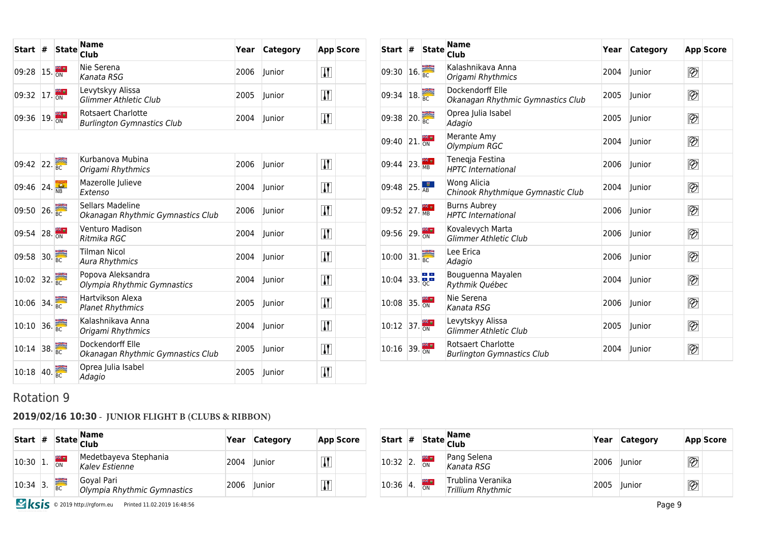| Start | # | State | Name<br>Club | Year | Category | App | Score |
|---|---|---|---|---|---|---|---|
| 09:28 | 15. | ON | Nie Serena<br>*Kanata RSG* | 2006 | Junior | | |
| 09:32 | 17. | ON | Levytskyy Alissa<br>*Glimmer Athletic Club* | 2005 | Junior | | |
| 09:36 | 19. | ON | Rotsaert Charlotte<br>*Burlington Gymnastics Club* | 2004 | Junior | | |
| | | | | | | | |
| 09:42 | 22. | BC | Kurbanova Mubina<br>*Origami Rhythmics* | 2006 | Junior | | |
| 09:46 | 24. | NB | Mazerolle Julieve<br>*Extenso* | 2004 | Junior | | |
| 09:50 | 26. | BC | Sellars Madeline<br>*Okanagan Rhythmic Gymnastics Club* | 2006 | Junior | | |
| 09:54 | 28. | ON | Venturo Madison<br>*Ritmika RGC* | 2004 | Junior | | |
| 09:58 | 30. | BC | Tilman Nicol<br>*Aura Rhythmics* | 2004 | Junior | | |
| 10:02 | 32. | BC | Popova Aleksandra<br>*Olympia Rhythmic Gymnastics* | 2004 | Junior | | |
| 10:06 | 34. | BC | Hartvikson Alexa<br>*Planet Rhythmics* | 2005 | Junior | | |
| 10:10 | 36. | BC | Kalashnikava Anna<br>*Origami Rhythmics* | 2004 | Junior | | |
| 10:14 | 38. | BC | Dockendorff Elle<br>*Okanagan Rhythmic Gymnastics Club* | 2005 | Junior | | |
| 10:18 | 40. | BC | Oprea Julia Isabel<br>*Adagio* | 2005 | Junior | | |

| Start | # | State | Name<br>Club | Year | Category | App | Score |
|---|---|---|---|---|---|---|---|
| 09:30 | 16. | BC | Kalashnikava Anna<br>*Origami Rhythmics* | 2004 | Junior | | |
| 09:34 | 18. | BC | Dockendorff Elle<br>*Okanagan Rhythmic Gymnastics Club* | 2005 | Junior | | |
| 09:38 | 20. | BC | Oprea Julia Isabel<br>*Adagio* | 2005 | Junior | | |
| 09:40 | 21. | ON | Merante Amy<br>*Olympium RGC* | 2004 | Junior | | |
| 09:44 | 23. | MB | Teneqja Festina<br>*HPTC International* | 2006 | Junior | | |
| 09:48 | 25. | AB | Wong Alicia<br>*Chinook Rhythmique Gymnastic Club* | 2004 | Junior | | |
| 09:52 | 27. | MB | Burns Aubrey<br>*HPTC International* | 2006 | Junior | | |
| 09:56 | 29. | ON | Kovalevych Marta<br>*Glimmer Athletic Club* | 2006 | Junior | | |
| 10:00 | 31. | BC | Lee Erica<br>*Adagio* | 2006 | Junior | | |
| 10:04 | 33. | QC | Bouguenna Mayalen<br>*Rythmik Québec* | 2004 | Junior | | |
| 10:08 | 35. | ON | Nie Serena<br>*Kanata RSG* | 2006 | Junior | | |
| 10:12 | 37. | ON | Levytskyy Alissa<br>*Glimmer Athletic Club* | 2005 | Junior | | |
| 10:16 | 39. | ON | Rotsaert Charlotte<br>*Burlington Gymnastics Club* | 2004 | Junior | | |

## Rotation 9

### 2019/02/16 10:30 - JUNIOR FLIGHT B (CLUBS & RIBBON)

| Start | # | State | Name<br>Club | Year | Category | App | Score |
|---|---|---|---|---|---|---|---|
| 10:30 | 1. | ON | Medetbayeva Stephania<br>*Kalev Estienne* | 2004 | Junior | | |
| 10:34 | 3. | BC | Goyal Pari<br>*Olympia Rhythmic Gymnastics* | 2006 | Junior | | |

| Start | # | State | Name<br>Club | Year | Category | App | Score |
|---|---|---|---|---|---|---|---|
| 10:32 | 2. | ON | Pang Selena<br>*Kanata RSG* | 2006 | Junior | | |
| 10:36 | 4. | ON | Trublina Veranika<br>*Trillium Rhythmic* | 2005 | Junior | | |

© 2019 http://rgform.eu Printed 11.02.2019 16:48:56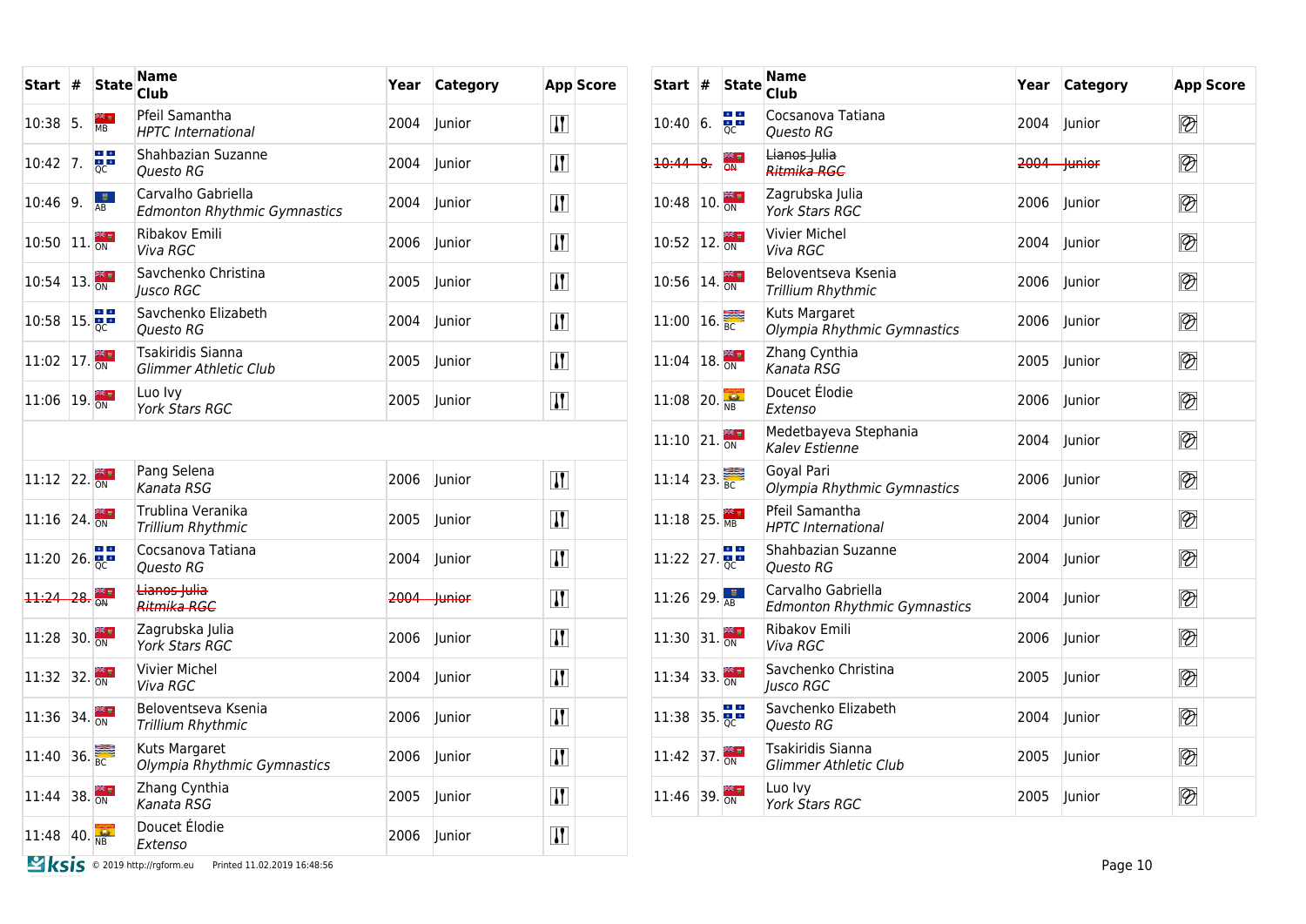| Start | # | State | Name<br>Club | Year | Category | App | Score |
|---|---|---|---|---|---|---|---|
| 10:38 | 5. | MB | Pfeil Samantha<br>*HPTC International* | 2004 | Junior | | |
| 10:42 | 7. | QC | Shahbazian Suzanne<br>*Questo RG* | 2004 | Junior | | |
| 10:46 | 9. | AB | Carvalho Gabriella<br>*Edmonton Rhythmic Gymnastics* | 2004 | Junior | | |
| 10:50 | 11. | ON | Ribakov Emili<br>*Viva RGC* | 2006 | Junior | | |
| 10:54 | 13. | ON | Savchenko Christina<br>*Jusco RGC* | 2005 | Junior | | |
| 10:58 | 15. | QC | Savchenko Elizabeth<br>*Questo RG* | 2004 | Junior | | |
| 11:02 | 17. | ON | Tsakiridis Sianna<br>*Glimmer Athletic Club* | 2005 | Junior | | |
| 11:06 | 19. | ON | Luo Ivy<br>*York Stars RGC* | 2005 | Junior | | |
| | | | | | | | |
| 11:12 | 22. | ON | Pang Selena<br>*Kanata RSG* | 2006 | Junior | | |
| 11:16 | 24. | ON | Trublina Veranika<br>*Trillium Rhythmic* | 2005 | Junior | | |
| 11:20 | 26. | QC | Cocsanova Tatiana<br>*Questo RG* | 2004 | Junior | | |
| ~~11:24~~ | ~~28.~~ | ~~ON~~ | ~~Lianos Julia~~<br>~~*Ritmika RGC*~~ | ~~2004~~ | ~~Junior~~ | | |
| 11:28 | 30. | ON | Zagrubska Julia<br>*York Stars RGC* | 2006 | Junior | | |
| 11:32 | 32. | ON | Vivier Michel<br>*Viva RGC* | 2004 | Junior | | |
| 11:36 | 34. | ON | Beloventseva Ksenia<br>*Trillium Rhythmic* | 2006 | Junior | | |
| 11:40 | 36. | BC | Kuts Margaret<br>*Olympia Rhythmic Gymnastics* | 2006 | Junior | | |
| 11:44 | 38. | ON | Zhang Cynthia<br>*Kanata RSG* | 2005 | Junior | | |
| 11:48 | 40. | NB | Doucet Élodie<br>*Extenso* | 2006 | Junior | | |

| Start | # | State | Name<br>Club | Year | Category | App | Score |
|---|---|---|---|---|---|---|---|
| 10:40 | 6. | QC | Cocsanova Tatiana<br>*Questo RG* | 2004 | Junior | | |
| ~~10:44~~ | ~~8.~~ | ~~ON~~ | ~~Lianos Julia~~<br>~~*Ritmika RGC*~~ | ~~2004~~ | ~~Junior~~ | | |
| 10:48 | 10. | ON | Zagrubska Julia<br>*York Stars RGC* | 2006 | Junior | | |
| 10:52 | 12. | ON | Vivier Michel<br>*Viva RGC* | 2004 | Junior | | |
| 10:56 | 14. | ON | Beloventseva Ksenia<br>*Trillium Rhythmic* | 2006 | Junior | | |
| 11:00 | 16. | BC | Kuts Margaret<br>*Olympia Rhythmic Gymnastics* | 2006 | Junior | | |
| 11:04 | 18. | ON | Zhang Cynthia<br>*Kanata RSG* | 2005 | Junior | | |
| 11:08 | 20. | NB | Doucet Élodie<br>*Extenso* | 2006 | Junior | | |
| 11:10 | 21. | ON | Medetbayeva Stephania<br>*Kalev Estienne* | 2004 | Junior | | |
| 11:14 | 23. | BC | Goyal Pari<br>*Olympia Rhythmic Gymnastics* | 2006 | Junior | | |
| 11:18 | 25. | MB | Pfeil Samantha<br>*HPTC International* | 2004 | Junior | | |
| 11:22 | 27. | QC | Shahbazian Suzanne<br>*Questo RG* | 2004 | Junior | | |
| 11:26 | 29. | AB | Carvalho Gabriella<br>*Edmonton Rhythmic Gymnastics* | 2004 | Junior | | |
| 11:30 | 31. | ON | Ribakov Emili<br>*Viva RGC* | 2006 | Junior | | |
| 11:34 | 33. | ON | Savchenko Christina<br>*Jusco RGC* | 2005 | Junior | | |
| 11:38 | 35. | QC | Savchenko Elizabeth<br>*Questo RG* | 2004 | Junior | | |
| 11:42 | 37. | ON | Tsakiridis Sianna<br>*Glimmer Athletic Club* | 2005 | Junior | | |
| 11:46 | 39. | ON | Luo Ivy<br>*York Stars RGC* | 2005 | Junior | | |

Ksis © 2019 http://rgform.eu Printed 11.02.2019 16:48:56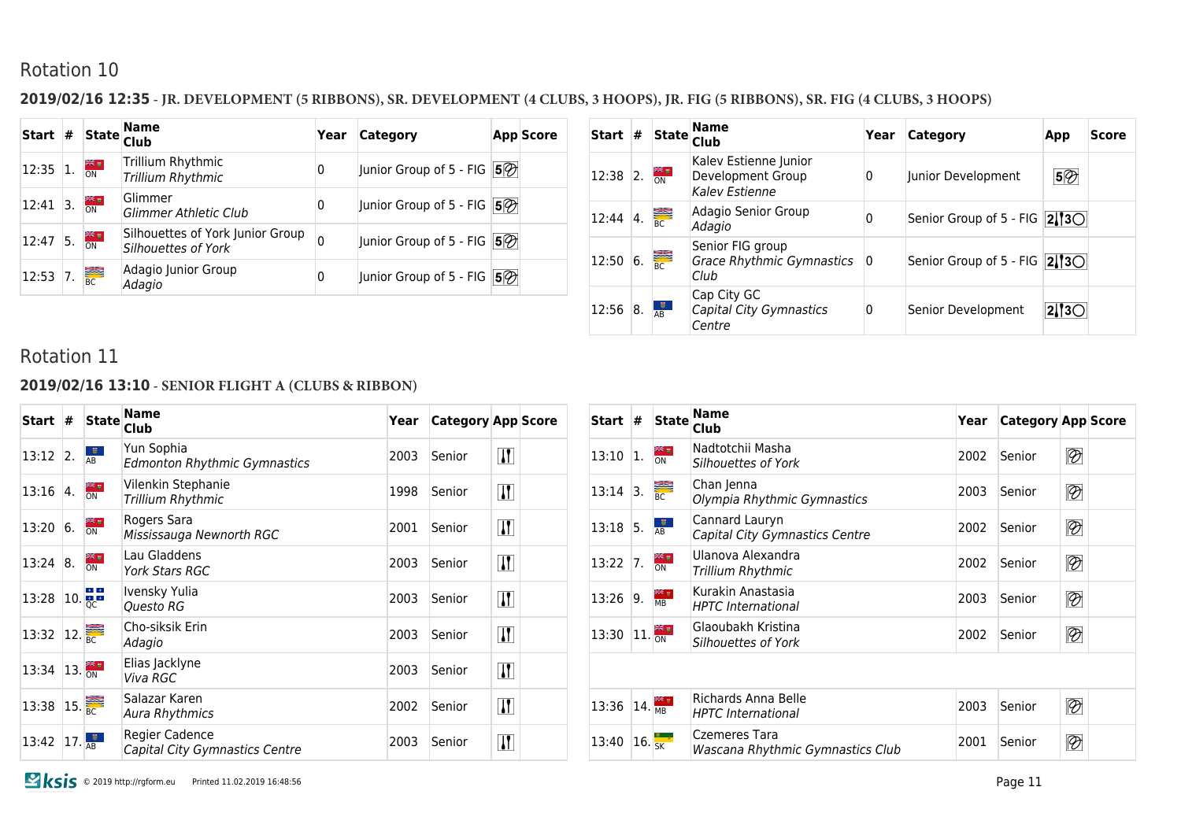## Rotation 10

### 2019/02/16 12:35 - JR. DEVELOPMENT (5 RIBBONS), SR. DEVELOPMENT (4 CLUBS, 3 HOOPS), JR. FIG (5 RIBBONS), SR. FIG (4 CLUBS, 3 HOOPS)

| Start | # | State | Name / Club | Year | Category | App | Score |
|---|---|---|---|---|---|---|---|
| 12:35 | 1. | ON | Trillium Rhythmic / *Trillium Rhythmic* | 0 | Junior Group of 5 - FIG | 5 | |
| 12:41 | 3. | ON | Glimmer / *Glimmer Athletic Club* | 0 | Junior Group of 5 - FIG | 5 | |
| 12:47 | 5. | ON | Silhouettes of York Junior Group / *Silhouettes of York* | 0 | Junior Group of 5 - FIG | 5 | |
| 12:53 | 7. | BC | Adagio Junior Group / *Adagio* | 0 | Junior Group of 5 - FIG | 5 | |

| Start | # | State | Name / Club | Year | Category | App | Score |
|---|---|---|---|---|---|---|---|
| 12:38 | 2. | ON | Kalev Estienne Junior Development Group / *Kalev Estienne* | 0 | Junior Development | 5 | |
| 12:44 | 4. | BC | Adagio Senior Group / *Adagio* | 0 | Senior Group of 5 - FIG | 2 3 | |
| 12:50 | 6. | BC | Senior FIG group / *Grace Rhythmic Gymnastics Club* | 0 | Senior Group of 5 - FIG | 2 3 | |
| 12:56 | 8. | AB | Cap City GC / *Capital City Gymnastics Centre* | 0 | Senior Development | 2 3 | |

## Rotation 11

### 2019/02/16 13:10 - SENIOR FLIGHT A (CLUBS & RIBBON)

| Start | # | State | Name / Club | Year | Category | App | Score |
|---|---|---|---|---|---|---|---|
| 13:12 | 2. | AB | Yun Sophia / *Edmonton Rhythmic Gymnastics* | 2003 | Senior | | |
| 13:16 | 4. | ON | Vilenkin Stephanie / *Trillium Rhythmic* | 1998 | Senior | | |
| 13:20 | 6. | ON | Rogers Sara / *Mississauga Newnorth RGC* | 2001 | Senior | | |
| 13:24 | 8. | ON | Lau Gladdens / *York Stars RGC* | 2003 | Senior | | |
| 13:28 | 10. | QC | Ivensky Yulia / *Questo RG* | 2003 | Senior | | |
| 13:32 | 12. | BC | Cho-siksik Erin / *Adagio* | 2003 | Senior | | |
| 13:34 | 13. | ON | Elias Jacklyne / *Viva RGC* | 2003 | Senior | | |
| 13:38 | 15. | BC | Salazar Karen / *Aura Rhythmics* | 2002 | Senior | | |
| 13:42 | 17. | AB | Regier Cadence / *Capital City Gymnastics Centre* | 2003 | Senior | | |

| Start | # | State | Name / Club | Year | Category | App | Score |
|---|---|---|---|---|---|---|---|
| 13:10 | 1. | ON | Nadtotchii Masha / *Silhouettes of York* | 2002 | Senior | | |
| 13:14 | 3. | BC | Chan Jenna / *Olympia Rhythmic Gymnastics* | 2003 | Senior | | |
| 13:18 | 5. | AB | Cannard Lauryn / *Capital City Gymnastics Centre* | 2002 | Senior | | |
| 13:22 | 7. | ON | Ulanova Alexandra / *Trillium Rhythmic* | 2002 | Senior | | |
| 13:26 | 9. | MB | Kurakin Anastasia / *HPTC International* | 2003 | Senior | | |
| 13:30 | 11. | ON | Glaoubakh Kristina / *Silhouettes of York* | 2002 | Senior | | |
| 13:36 | 14. | MB | Richards Anna Belle / *HPTC International* | 2003 | Senior | | |
| 13:40 | 16. | SK | Czemeres Tara / *Wascana Rhythmic Gymnastics Club* | 2001 | Senior | | |

© 2019 http://rgform.eu Printed 11.02.2019 16:48:56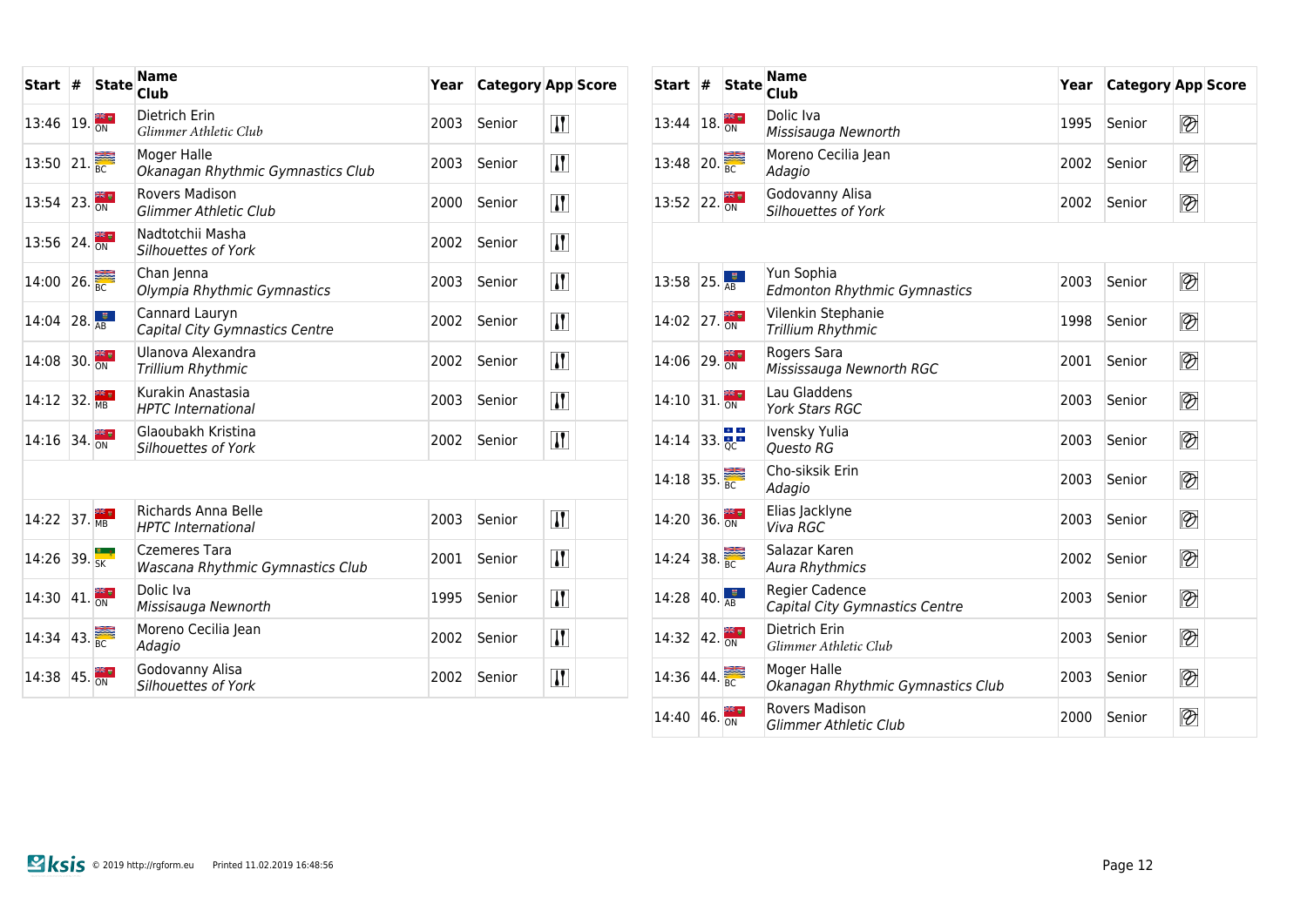| Start | # | State | Name<br>Club | Year | Category | App | Score |
|---|---|---|---|---|---|---|---|
| 13:46 | 19. | ON | Dietrich Erin<br>*Glimmer Athletic Club* | 2003 | Senior | | |
| 13:50 | 21. | BC | Moger Halle<br>*Okanagan Rhythmic Gymnastics Club* | 2003 | Senior | | |
| 13:54 | 23. | ON | Rovers Madison<br>*Glimmer Athletic Club* | 2000 | Senior | | |
| 13:56 | 24. | ON | Nadtotchii Masha<br>*Silhouettes of York* | 2002 | Senior | | |
| 14:00 | 26. | BC | Chan Jenna<br>*Olympia Rhythmic Gymnastics* | 2003 | Senior | | |
| 14:04 | 28. | AB | Cannard Lauryn<br>*Capital City Gymnastics Centre* | 2002 | Senior | | |
| 14:08 | 30. | ON | Ulanova Alexandra<br>*Trillium Rhythmic* | 2002 | Senior | | |
| 14:12 | 32. | MB | Kurakin Anastasia<br>*HPTC International* | 2003 | Senior | | |
| 14:16 | 34. | ON | Glaoubakh Kristina<br>*Silhouettes of York* | 2002 | Senior | | |
| 14:22 | 37. | MB | Richards Anna Belle<br>*HPTC International* | 2003 | Senior | | |
| 14:26 | 39. | SK | Czemeres Tara<br>*Wascana Rhythmic Gymnastics Club* | 2001 | Senior | | |
| 14:30 | 41. | ON | Dolic Iva<br>*Missisauga Newnorth* | 1995 | Senior | | |
| 14:34 | 43. | BC | Moreno Cecilia Jean<br>*Adagio* | 2002 | Senior | | |
| 14:38 | 45. | ON | Godovanny Alisa<br>*Silhouettes of York* | 2002 | Senior | | |

| Start | # | State | Name<br>Club | Year | Category | App | Score |
|---|---|---|---|---|---|---|---|
| 13:44 | 18. | ON | Dolic Iva<br>*Missisauga Newnorth* | 1995 | Senior | | |
| 13:48 | 20. | BC | Moreno Cecilia Jean<br>*Adagio* | 2002 | Senior | | |
| 13:52 | 22. | ON | Godovanny Alisa<br>*Silhouettes of York* | 2002 | Senior | | |
| 13:58 | 25. | AB | Yun Sophia<br>*Edmonton Rhythmic Gymnastics* | 2003 | Senior | | |
| 14:02 | 27. | ON | Vilenkin Stephanie<br>*Trillium Rhythmic* | 1998 | Senior | | |
| 14:06 | 29. | ON | Rogers Sara<br>*Mississauga Newnorth RGC* | 2001 | Senior | | |
| 14:10 | 31. | ON | Lau Gladdens<br>*York Stars RGC* | 2003 | Senior | | |
| 14:14 | 33. | QC | Ivensky Yulia<br>*Questo RG* | 2003 | Senior | | |
| 14:18 | 35. | BC | Cho-siksik Erin<br>*Adagio* | 2003 | Senior | | |
| 14:20 | 36. | ON | Elias Jacklyne<br>*Viva RGC* | 2003 | Senior | | |
| 14:24 | 38. | BC | Salazar Karen<br>*Aura Rhythmics* | 2002 | Senior | | |
| 14:28 | 40. | AB | Regier Cadence<br>*Capital City Gymnastics Centre* | 2003 | Senior | | |
| 14:32 | 42. | ON | Dietrich Erin<br>*Glimmer Athletic Club* | 2003 | Senior | | |
| 14:36 | 44. | BC | Moger Halle<br>*Okanagan Rhythmic Gymnastics Club* | 2003 | Senior | | |
| 14:40 | 46. | ON | Rovers Madison<br>*Glimmer Athletic Club* | 2000 | Senior | | |

Ksis © 2019 http://rgform.eu Printed 11.02.2019 16:48:56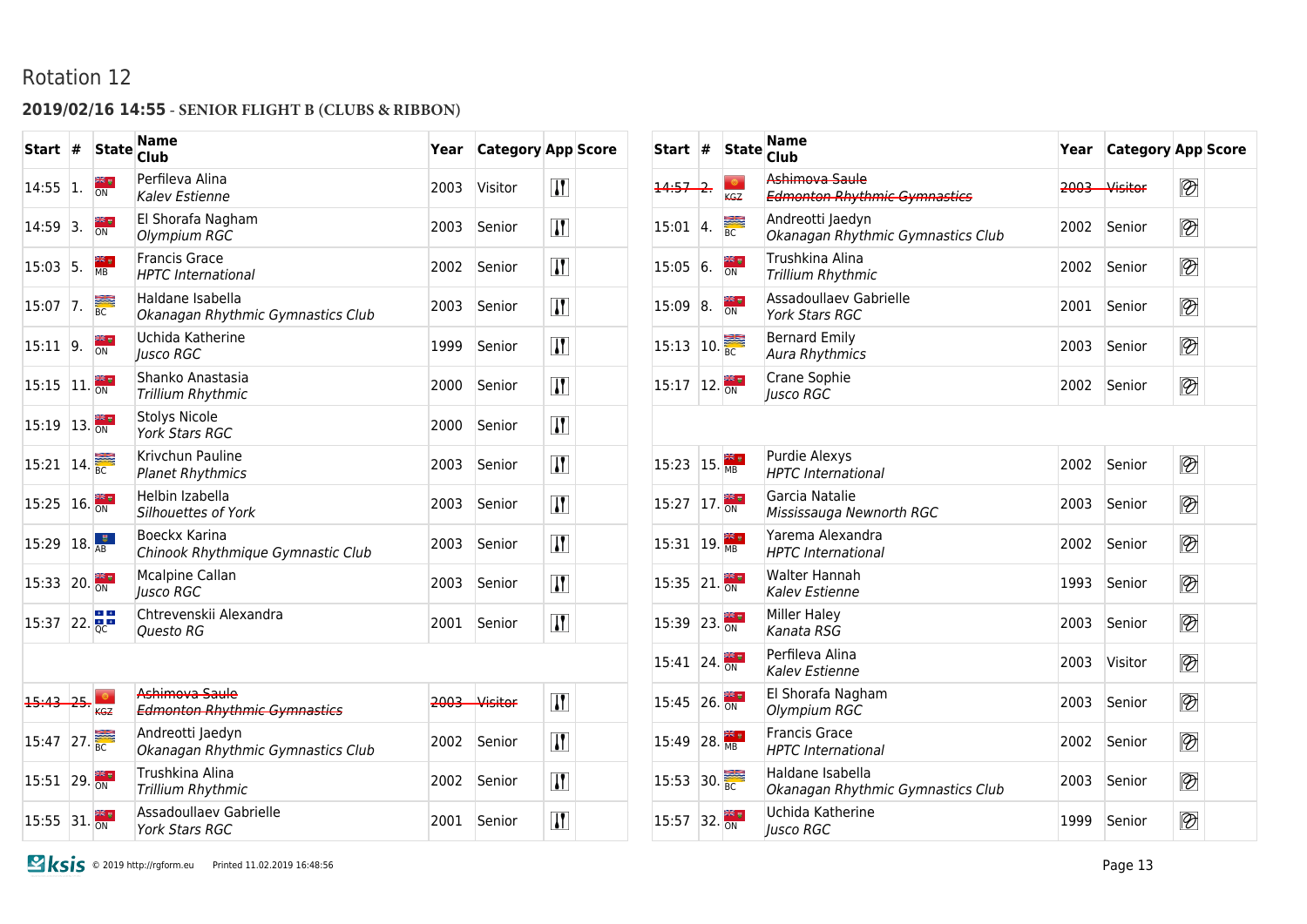Rotation 12

## 2019/02/16 14:55 - SENIOR FLIGHT B (CLUBS & RIBBON)

| Start | # | State | Name / Club | Year | Category | App | Score |
|---|---|---|---|---|---|---|---|
| 14:55 | 1. | ON | Perfileva Alina<br>*Kalev Estienne* | 2003 | Visitor | | |
| 14:59 | 3. | ON | El Shorafa Nagham<br>*Olympium RGC* | 2003 | Senior | | |
| 15:03 | 5. | MB | Francis Grace<br>*HPTC International* | 2002 | Senior | | |
| 15:07 | 7. | BC | Haldane Isabella<br>*Okanagan Rhythmic Gymnastics Club* | 2003 | Senior | | |
| 15:11 | 9. | ON | Uchida Katherine<br>*Jusco RGC* | 1999 | Senior | | |
| 15:15 | 11. | ON | Shanko Anastasia<br>*Trillium Rhythmic* | 2000 | Senior | | |
| 15:19 | 13. | ON | Stolys Nicole<br>*York Stars RGC* | 2000 | Senior | | |
| 15:21 | 14. | BC | Krivchun Pauline<br>*Planet Rhythmics* | 2003 | Senior | | |
| 15:25 | 16. | ON | Helbin Izabella<br>*Silhouettes of York* | 2003 | Senior | | |
| 15:29 | 18. | AB | Boeckx Karina<br>*Chinook Rhythmique Gymnastic Club* | 2003 | Senior | | |
| 15:33 | 20. | ON | Mcalpine Callan<br>*Jusco RGC* | 2003 | Senior | | |
| 15:37 | 22. | QC | Chtrevenskii Alexandra<br>*Questo RG* | 2001 | Senior | | |
| ~~15:43~~ | ~~25.~~ | KGZ | ~~Ashimova Saule~~<br>~~*Edmonton Rhythmic Gymnastics*~~ | ~~2003~~ | ~~Visitor~~ | | |
| 15:47 | 27. | BC | Andreotti Jaedyn<br>*Okanagan Rhythmic Gymnastics Club* | 2002 | Senior | | |
| 15:51 | 29. | ON | Trushkina Alina<br>*Trillium Rhythmic* | 2002 | Senior | | |
| 15:55 | 31. | ON | Assadoullaev Gabrielle<br>*York Stars RGC* | 2001 | Senior | | |

| Start | # | State | Name / Club | Year | Category | App | Score |
|---|---|---|---|---|---|---|---|
| ~~14:57~~ | ~~2.~~ | KGZ | ~~Ashimova Saule~~<br>~~*Edmonton Rhythmic Gymnastics*~~ | ~~2003~~ | ~~Visitor~~ | | |
| 15:01 | 4. | BC | Andreotti Jaedyn<br>*Okanagan Rhythmic Gymnastics Club* | 2002 | Senior | | |
| 15:05 | 6. | ON | Trushkina Alina<br>*Trillium Rhythmic* | 2002 | Senior | | |
| 15:09 | 8. | ON | Assadoullaev Gabrielle<br>*York Stars RGC* | 2001 | Senior | | |
| 15:13 | 10. | BC | Bernard Emily<br>*Aura Rhythmics* | 2003 | Senior | | |
| 15:17 | 12. | ON | Crane Sophie<br>*Jusco RGC* | 2002 | Senior | | |
| 15:23 | 15. | MB | Purdie Alexys<br>*HPTC International* | 2002 | Senior | | |
| 15:27 | 17. | ON | Garcia Natalie<br>*Mississauga Newnorth RGC* | 2003 | Senior | | |
| 15:31 | 19. | MB | Yarema Alexandra<br>*HPTC International* | 2002 | Senior | | |
| 15:35 | 21. | ON | Walter Hannah<br>*Kalev Estienne* | 1993 | Senior | | |
| 15:39 | 23. | ON | Miller Haley<br>*Kanata RSG* | 2003 | Senior | | |
| 15:41 | 24. | ON | Perfileva Alina<br>*Kalev Estienne* | 2003 | Visitor | | |
| 15:45 | 26. | ON | El Shorafa Nagham<br>*Olympium RGC* | 2003 | Senior | | |
| 15:49 | 28. | MB | Francis Grace<br>*HPTC International* | 2002 | Senior | | |
| 15:53 | 30. | BC | Haldane Isabella<br>*Okanagan Rhythmic Gymnastics Club* | 2003 | Senior | | |
| 15:57 | 32. | ON | Uchida Katherine<br>*Jusco RGC* | 1999 | Senior | | |

© 2019 http://rgform.eu Printed 11.02.2019 16:48:56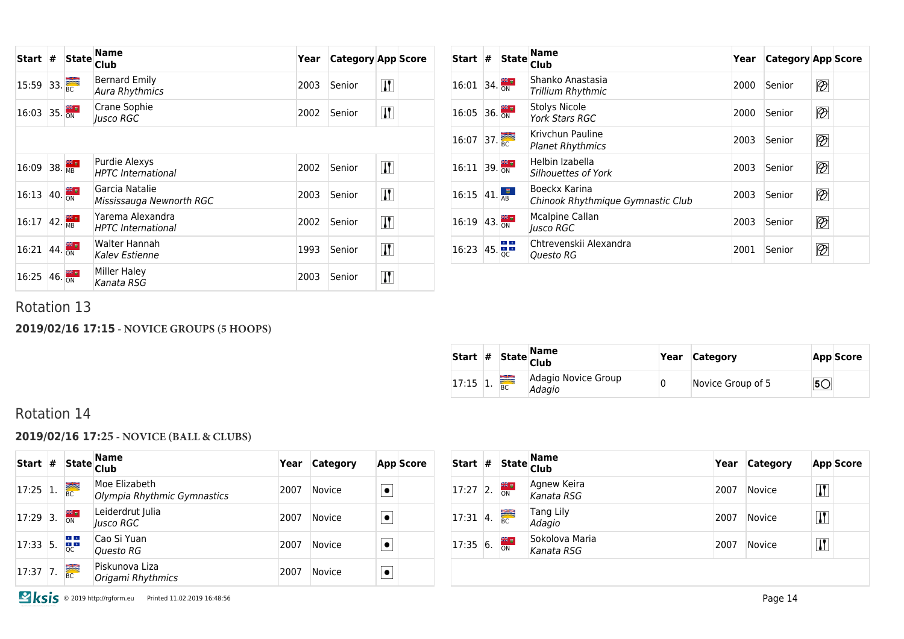| Start | # | State | Name<br>Club | Year | Category | App | Score |
|---|---|---|---|---|---|---|---|
| 15:59 | 33. | BC | Bernard Emily<br>*Aura Rhythmics* | 2003 | Senior | | |
| 16:03 | 35. | ON | Crane Sophie<br>*Jusco RGC* | 2002 | Senior | | |
| | | | | | | | |
| 16:09 | 38. | MB | Purdie Alexys<br>*HPTC International* | 2002 | Senior | | |
| 16:13 | 40. | ON | Garcia Natalie<br>*Mississauga Newnorth RGC* | 2003 | Senior | | |
| 16:17 | 42. | MB | Yarema Alexandra<br>*HPTC International* | 2002 | Senior | | |
| 16:21 | 44. | ON | Walter Hannah<br>*Kalev Estienne* | 1993 | Senior | | |
| 16:25 | 46. | ON | Miller Haley<br>*Kanata RSG* | 2003 | Senior | | |

| Start | # | State | Name<br>Club | Year | Category | App | Score |
|---|---|---|---|---|---|---|---|
| 16:01 | 34. | ON | Shanko Anastasia<br>*Trillium Rhythmic* | 2000 | Senior | | |
| 16:05 | 36. | ON | Stolys Nicole<br>*York Stars RGC* | 2000 | Senior | | |
| 16:07 | 37. | BC | Krivchun Pauline<br>*Planet Rhythmics* | 2003 | Senior | | |
| 16:11 | 39. | ON | Helbin Izabella<br>*Silhouettes of York* | 2003 | Senior | | |
| 16:15 | 41. | AB | Boeckx Karina<br>*Chinook Rhythmique Gymnastic Club* | 2003 | Senior | | |
| 16:19 | 43. | ON | Mcalpine Callan<br>*Jusco RGC* | 2003 | Senior | | |
| 16:23 | 45. | QC | Chtrevenskii Alexandra<br>*Questo RG* | 2001 | Senior | | |

## Rotation 13

**2019/02/16 17:15 - NOVICE GROUPS (5 HOOPS)**

| Start | # | State | Name<br>Club | Year | Category | App | Score |
|---|---|---|---|---|---|---|---|
| 17:15 | 1. | BC | Adagio Novice Group<br>*Adagio* | 0 | Novice Group of 5 | 5 | |

## Rotation 14

**2019/02/16 17:25 - NOVICE (BALL & CLUBS)**

| Start | # | State | Name<br>Club | Year | Category | App | Score |
|---|---|---|---|---|---|---|---|
| 17:25 | 1. | BC | Moe Elizabeth<br>*Olympia Rhythmic Gymnastics* | 2007 | Novice | | |
| 17:29 | 3. | ON | Leiderdrut Julia<br>*Jusco RGC* | 2007 | Novice | | |
| 17:33 | 5. | QC | Cao Si Yuan<br>*Questo RG* | 2007 | Novice | | |
| 17:37 | 7. | BC | Piskunova Liza<br>*Origami Rhythmics* | 2007 | Novice | | |

| Start | # | State | Name<br>Club | Year | Category | App | Score |
|---|---|---|---|---|---|---|---|
| 17:27 | 2. | ON | Agnew Keira<br>*Kanata RSG* | 2007 | Novice | | |
| 17:31 | 4. | BC | Tang Lily<br>*Adagio* | 2007 | Novice | | |
| 17:35 | 6. | ON | Sokolova Maria<br>*Kanata RSG* | 2007 | Novice | | |

Ksis © 2019 http://rgform.eu Printed 11.02.2019 16:48:56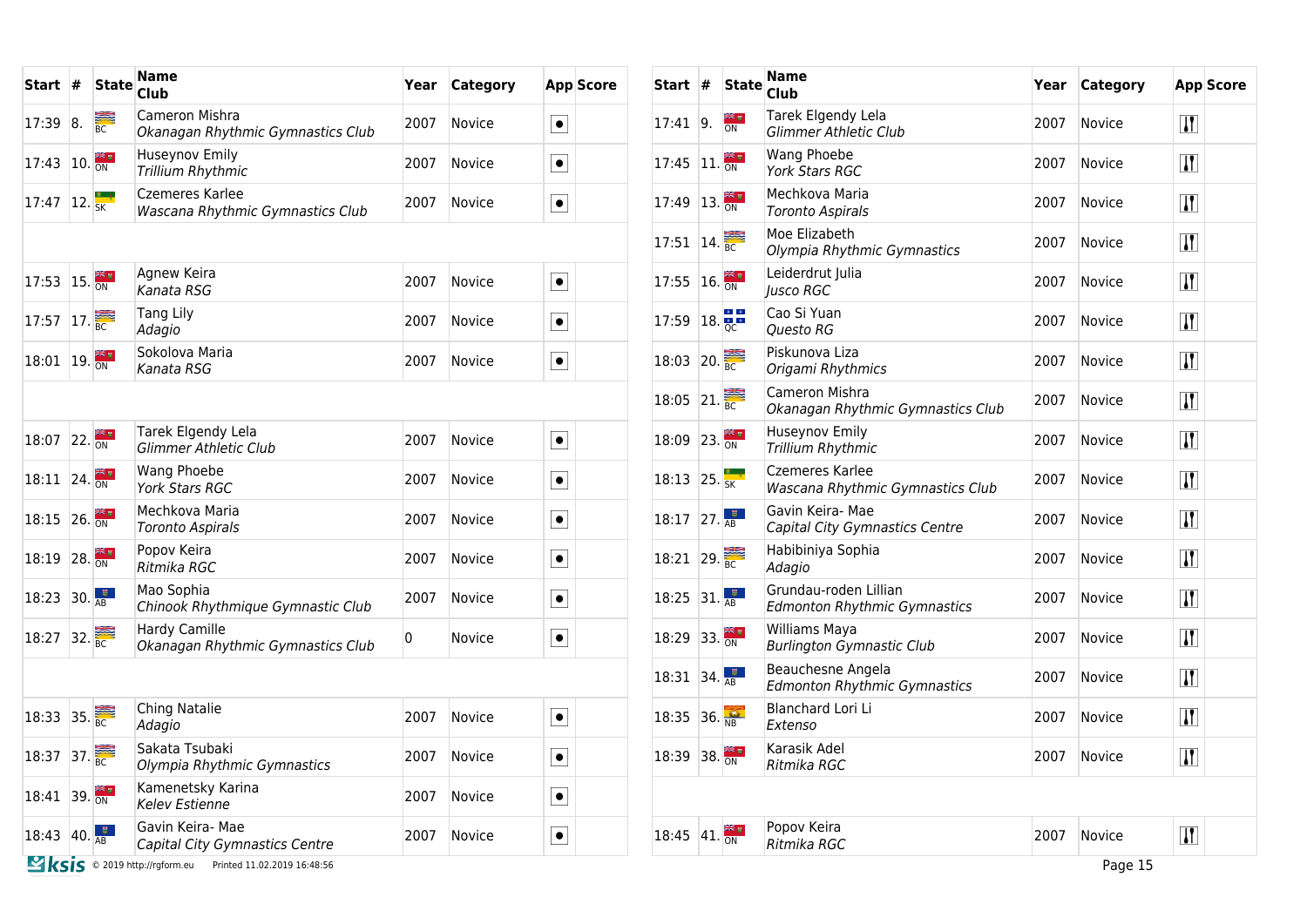| Start | # | State | Name<br>Club | Year | Category | App | Score |
|---|---|---|---|---|---|---|---|
| 17:39 | 8. | BC | Cameron Mishra<br>*Okanagan Rhythmic Gymnastics Club* | 2007 | Novice | ● | |
| 17:43 | 10. | ON | Huseynov Emily<br>*Trillium Rhythmic* | 2007 | Novice | ● | |
| 17:47 | 12. | SK | Czemeres Karlee<br>*Wascana Rhythmic Gymnastics Club* | 2007 | Novice | ● | |
| | | | | | | | |
| 17:53 | 15. | ON | Agnew Keira<br>*Kanata RSG* | 2007 | Novice | ● | |
| 17:57 | 17. | BC | Tang Lily<br>*Adagio* | 2007 | Novice | ● | |
| 18:01 | 19. | ON | Sokolova Maria<br>*Kanata RSG* | 2007 | Novice | ● | |
| | | | | | | | |
| 18:07 | 22. | ON | Tarek Elgendy Lela<br>*Glimmer Athletic Club* | 2007 | Novice | ● | |
| 18:11 | 24. | ON | Wang Phoebe<br>*York Stars RGC* | 2007 | Novice | ● | |
| 18:15 | 26. | ON | Mechkova Maria<br>*Toronto Aspirals* | 2007 | Novice | ● | |
| 18:19 | 28. | ON | Popov Keira<br>*Ritmika RGC* | 2007 | Novice | ● | |
| 18:23 | 30. | AB | Mao Sophia<br>*Chinook Rhythmique Gymnastic Club* | 2007 | Novice | ● | |
| 18:27 | 32. | BC | Hardy Camille<br>*Okanagan Rhythmic Gymnastics Club* | 0 | Novice | ● | |
| | | | | | | | |
| 18:33 | 35. | BC | Ching Natalie<br>*Adagio* | 2007 | Novice | ● | |
| 18:37 | 37. | BC | Sakata Tsubaki<br>*Olympia Rhythmic Gymnastics* | 2007 | Novice | ● | |
| 18:41 | 39. | ON | Kamenetsky Karina<br>*Kelev Estienne* | 2007 | Novice | ● | |
| 18:43 | 40. | AB | Gavin Keira- Mae<br>*Capital City Gymnastics Centre* | 2007 | Novice | ● | |

| Start | # | State | Name<br>Club | Year | Category | App | Score |
|---|---|---|---|---|---|---|---|
| 17:41 | 9. | ON | Tarek Elgendy Lela<br>*Glimmer Athletic Club* | 2007 | Novice | ⥮ | |
| 17:45 | 11. | ON | Wang Phoebe<br>*York Stars RGC* | 2007 | Novice | ⥮ | |
| 17:49 | 13. | ON | Mechkova Maria<br>*Toronto Aspirals* | 2007 | Novice | ⥮ | |
| 17:51 | 14. | BC | Moe Elizabeth<br>*Olympia Rhythmic Gymnastics* | 2007 | Novice | ⥮ | |
| 17:55 | 16. | ON | Leiderdrut Julia<br>*Jusco RGC* | 2007 | Novice | ⥮ | |
| 17:59 | 18. | QC | Cao Si Yuan<br>*Questo RG* | 2007 | Novice | ⥮ | |
| 18:03 | 20. | BC | Piskunova Liza<br>*Origami Rhythmics* | 2007 | Novice | ⥮ | |
| 18:05 | 21. | BC | Cameron Mishra<br>*Okanagan Rhythmic Gymnastics Club* | 2007 | Novice | ⥮ | |
| 18:09 | 23. | ON | Huseynov Emily<br>*Trillium Rhythmic* | 2007 | Novice | ⥮ | |
| 18:13 | 25. | SK | Czemeres Karlee<br>*Wascana Rhythmic Gymnastics Club* | 2007 | Novice | ⥮ | |
| 18:17 | 27. | AB | Gavin Keira- Mae<br>*Capital City Gymnastics Centre* | 2007 | Novice | ⥮ | |
| 18:21 | 29. | BC | Habibiniya Sophia<br>*Adagio* | 2007 | Novice | ⥮ | |
| 18:25 | 31. | AB | Grundau-roden Lillian<br>*Edmonton Rhythmic Gymnastics* | 2007 | Novice | ⥮ | |
| 18:29 | 33. | ON | Williams Maya<br>*Burlington Gymnastic Club* | 2007 | Novice | ⥮ | |
| 18:31 | 34. | AB | Beauchesne Angela<br>*Edmonton Rhythmic Gymnastics* | 2007 | Novice | ⥮ | |
| 18:35 | 36. | NB | Blanchard Lori Li<br>*Extenso* | 2007 | Novice | ⥮ | |
| 18:39 | 38. | ON | Karasik Adel<br>*Ritmika RGC* | 2007 | Novice | ⥮ | |
| | | | | | | | |
| 18:45 | 41. | ON | Popov Keira<br>*Ritmika RGC* | 2007 | Novice | ⥮ | |

ksis © 2019 http://rgform.eu Printed 11.02.2019 16:48:56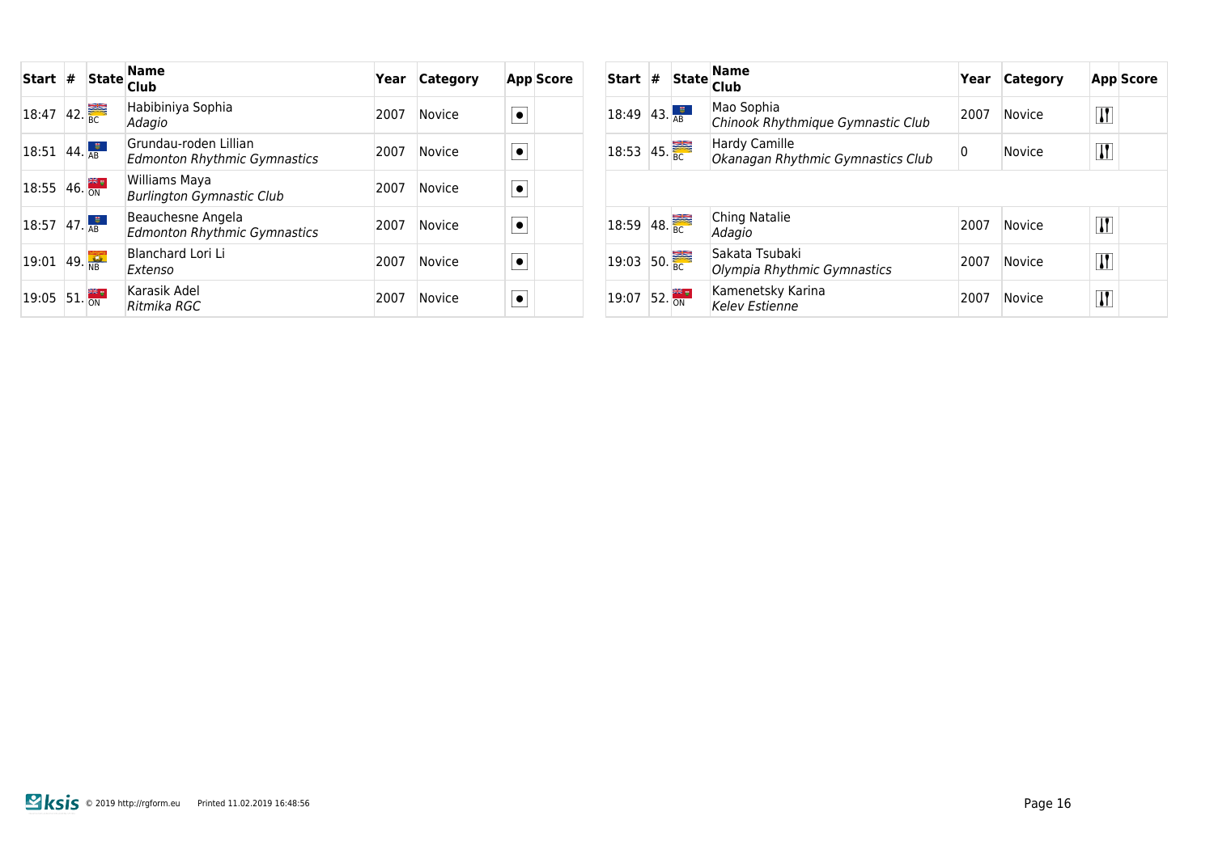| Start | # | State | Name<br>Club | Year | Category | App | Score |
|---|---|---|---|---|---|---|---|
| 18:47 | 42. | BC | Habibiniya Sophia<br>*Adagio* | 2007 | Novice | ● | |
| 18:51 | 44. | AB | Grundau-roden Lillian<br>*Edmonton Rhythmic Gymnastics* | 2007 | Novice | ● | |
| 18:55 | 46. | ON | Williams Maya<br>*Burlington Gymnastic Club* | 2007 | Novice | ● | |
| 18:57 | 47. | AB | Beauchesne Angela<br>*Edmonton Rhythmic Gymnastics* | 2007 | Novice | ● | |
| 19:01 | 49. | NB | Blanchard Lori Li<br>*Extenso* | 2007 | Novice | ● | |
| 19:05 | 51. | ON | Karasik Adel<br>*Ritmika RGC* | 2007 | Novice | ● | |

| Start | # | State | Name<br>Club | Year | Category | App | Score |
|---|---|---|---|---|---|---|---|
| 18:49 | 43. | AB | Mao Sophia<br>*Chinook Rhythmique Gymnastic Club* | 2007 | Novice | | |
| 18:53 | 45. | BC | Hardy Camille<br>*Okanagan Rhythmic Gymnastics Club* | 0 | Novice | | |
| 18:59 | 48. | BC | Ching Natalie<br>*Adagio* | 2007 | Novice | | |
| 19:03 | 50. | BC | Sakata Tsubaki<br>*Olympia Rhythmic Gymnastics* | 2007 | Novice | | |
| 19:07 | 52. | ON | Kamenetsky Karina<br>*Kelev Estienne* | 2007 | Novice | | |

© 2019 http://rgform.eu Printed 11.02.2019 16:48:56